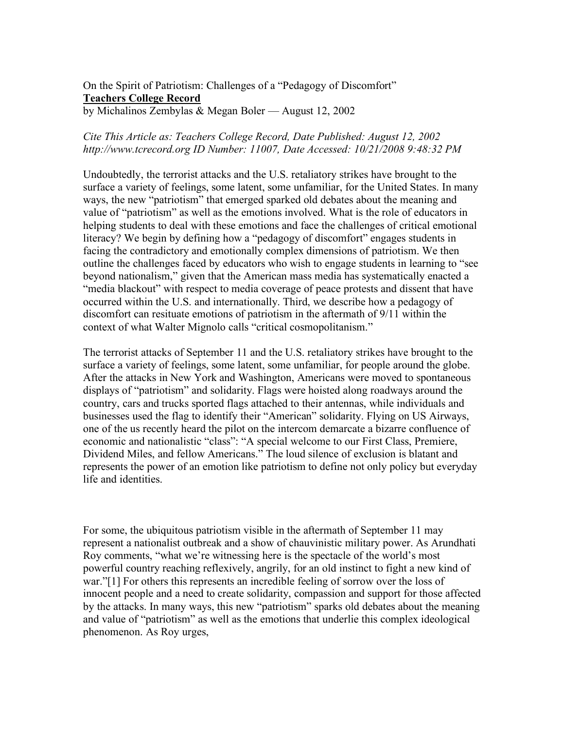On the Spirit of Patriotism: Challenges of a "Pedagogy of Discomfort"
**Teachers College Record**
by Michalinos Zembylas & Megan Boler — August 12, 2002

*Cite This Article as: Teachers College Record, Date Published: August 12, 2002 http://www.tcrecord.org ID Number: 11007, Date Accessed: 10/21/2008 9:48:32 PM*

Undoubtedly, the terrorist attacks and the U.S. retaliatory strikes have brought to the surface a variety of feelings, some latent, some unfamiliar, for the United States. In many ways, the new "patriotism" that emerged sparked old debates about the meaning and value of "patriotism" as well as the emotions involved. What is the role of educators in helping students to deal with these emotions and face the challenges of critical emotional literacy? We begin by defining how a "pedagogy of discomfort" engages students in facing the contradictory and emotionally complex dimensions of patriotism. We then outline the challenges faced by educators who wish to engage students in learning to "see beyond nationalism," given that the American mass media has systematically enacted a "media blackout" with respect to media coverage of peace protests and dissent that have occurred within the U.S. and internationally. Third, we describe how a pedagogy of discomfort can resituate emotions of patriotism in the aftermath of 9/11 within the context of what Walter Mignolo calls "critical cosmopolitanism."

The terrorist attacks of September 11 and the U.S. retaliatory strikes have brought to the surface a variety of feelings, some latent, some unfamiliar, for people around the globe. After the attacks in New York and Washington, Americans were moved to spontaneous displays of "patriotism" and solidarity. Flags were hoisted along roadways around the country, cars and trucks sported flags attached to their antennas, while individuals and businesses used the flag to identify their "American" solidarity. Flying on US Airways, one of the us recently heard the pilot on the intercom demarcate a bizarre confluence of economic and nationalistic "class": "A special welcome to our First Class, Premiere, Dividend Miles, and fellow Americans." The loud silence of exclusion is blatant and represents the power of an emotion like patriotism to define not only policy but everyday life and identities.

For some, the ubiquitous patriotism visible in the aftermath of September 11 may represent a nationalist outbreak and a show of chauvinistic military power. As Arundhati Roy comments, "what we're witnessing here is the spectacle of the world's most powerful country reaching reflexively, angrily, for an old instinct to fight a new kind of war."[1] For others this represents an incredible feeling of sorrow over the loss of innocent people and a need to create solidarity, compassion and support for those affected by the attacks. In many ways, this new "patriotism" sparks old debates about the meaning and value of "patriotism" as well as the emotions that underlie this complex ideological phenomenon. As Roy urges,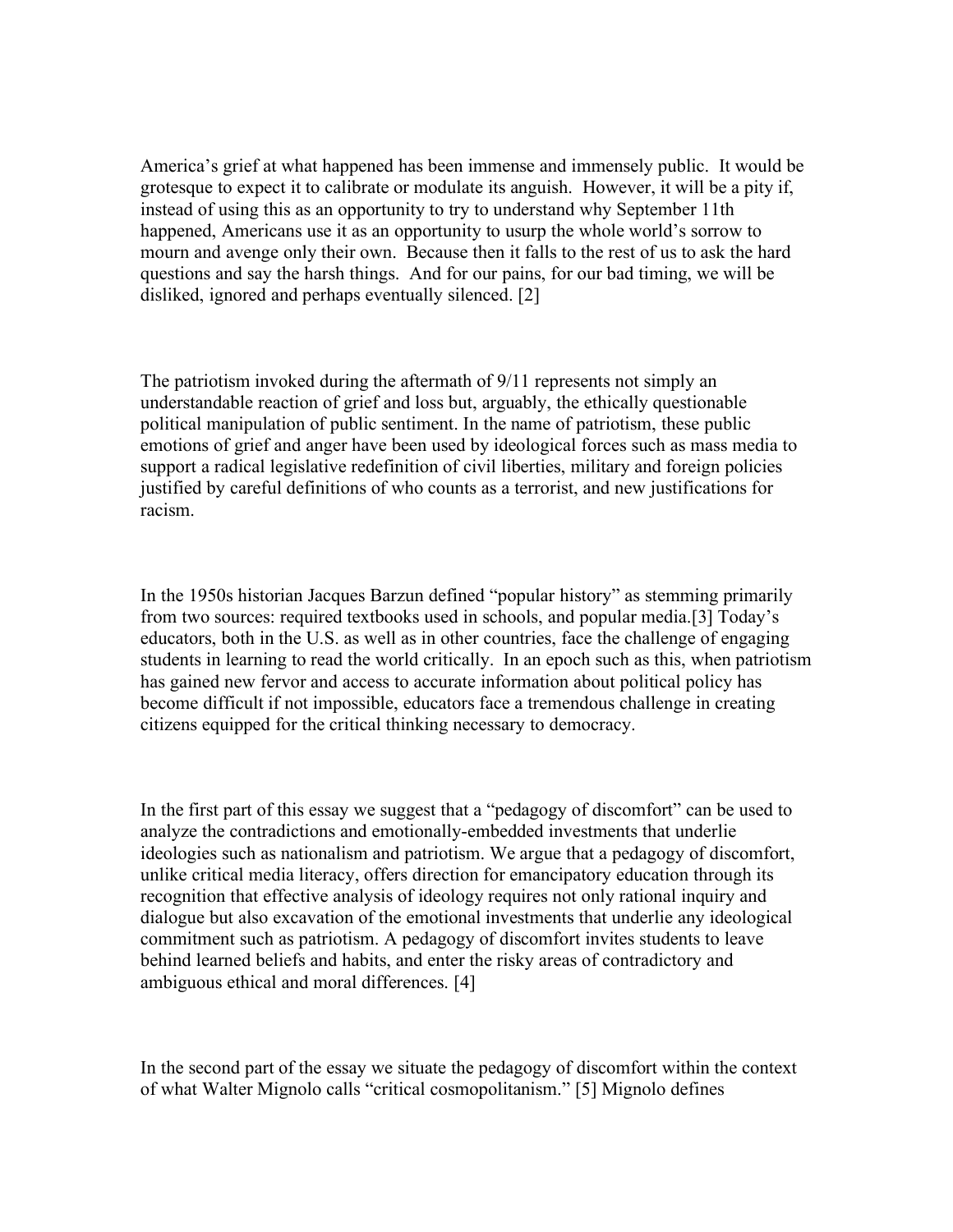America's grief at what happened has been immense and immensely public. It would be grotesque to expect it to calibrate or modulate its anguish. However, it will be a pity if, instead of using this as an opportunity to try to understand why September 11th happened, Americans use it as an opportunity to usurp the whole world's sorrow to mourn and avenge only their own. Because then it falls to the rest of us to ask the hard questions and say the harsh things. And for our pains, for our bad timing, we will be disliked, ignored and perhaps eventually silenced. [2]

The patriotism invoked during the aftermath of 9/11 represents not simply an understandable reaction of grief and loss but, arguably, the ethically questionable political manipulation of public sentiment. In the name of patriotism, these public emotions of grief and anger have been used by ideological forces such as mass media to support a radical legislative redefinition of civil liberties, military and foreign policies justified by careful definitions of who counts as a terrorist, and new justifications for racism.

In the 1950s historian Jacques Barzun defined "popular history" as stemming primarily from two sources: required textbooks used in schools, and popular media.[3] Today's educators, both in the U.S. as well as in other countries, face the challenge of engaging students in learning to read the world critically. In an epoch such as this, when patriotism has gained new fervor and access to accurate information about political policy has become difficult if not impossible, educators face a tremendous challenge in creating citizens equipped for the critical thinking necessary to democracy.

In the first part of this essay we suggest that a "pedagogy of discomfort" can be used to analyze the contradictions and emotionally-embedded investments that underlie ideologies such as nationalism and patriotism. We argue that a pedagogy of discomfort, unlike critical media literacy, offers direction for emancipatory education through its recognition that effective analysis of ideology requires not only rational inquiry and dialogue but also excavation of the emotional investments that underlie any ideological commitment such as patriotism. A pedagogy of discomfort invites students to leave behind learned beliefs and habits, and enter the risky areas of contradictory and ambiguous ethical and moral differences. [4]

In the second part of the essay we situate the pedagogy of discomfort within the context of what Walter Mignolo calls "critical cosmopolitanism." [5] Mignolo defines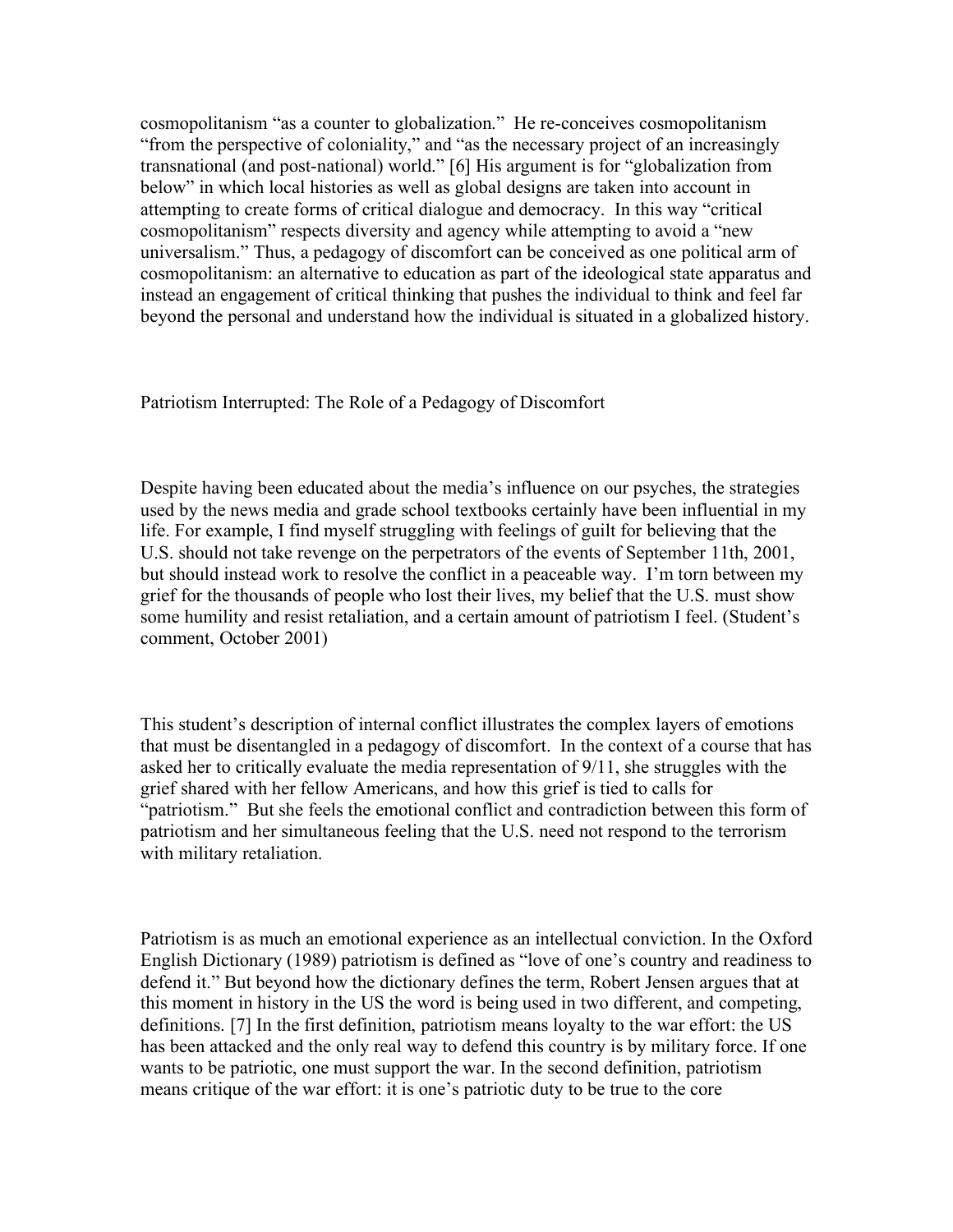cosmopolitanism "as a counter to globalization." He re-conceives cosmopolitanism "from the perspective of coloniality," and "as the necessary project of an increasingly transnational (and post-national) world." [6] His argument is for "globalization from below" in which local histories as well as global designs are taken into account in attempting to create forms of critical dialogue and democracy. In this way "critical cosmopolitanism" respects diversity and agency while attempting to avoid a "new universalism." Thus, a pedagogy of discomfort can be conceived as one political arm of cosmopolitanism: an alternative to education as part of the ideological state apparatus and instead an engagement of critical thinking that pushes the individual to think and feel far beyond the personal and understand how the individual is situated in a globalized history.

## Patriotism Interrupted: The Role of a Pedagogy of Discomfort

Despite having been educated about the media's influence on our psyches, the strategies used by the news media and grade school textbooks certainly have been influential in my life. For example, I find myself struggling with feelings of guilt for believing that the U.S. should not take revenge on the perpetrators of the events of September 11th, 2001, but should instead work to resolve the conflict in a peaceable way. I'm torn between my grief for the thousands of people who lost their lives, my belief that the U.S. must show some humility and resist retaliation, and a certain amount of patriotism I feel. (Student's comment, October 2001)

This student's description of internal conflict illustrates the complex layers of emotions that must be disentangled in a pedagogy of discomfort. In the context of a course that has asked her to critically evaluate the media representation of 9/11, she struggles with the grief shared with her fellow Americans, and how this grief is tied to calls for "patriotism." But she feels the emotional conflict and contradiction between this form of patriotism and her simultaneous feeling that the U.S. need not respond to the terrorism with military retaliation.

Patriotism is as much an emotional experience as an intellectual conviction. In the Oxford English Dictionary (1989) patriotism is defined as "love of one's country and readiness to defend it." But beyond how the dictionary defines the term, Robert Jensen argues that at this moment in history in the US the word is being used in two different, and competing, definitions. [7] In the first definition, patriotism means loyalty to the war effort: the US has been attacked and the only real way to defend this country is by military force. If one wants to be patriotic, one must support the war. In the second definition, patriotism means critique of the war effort: it is one's patriotic duty to be true to the core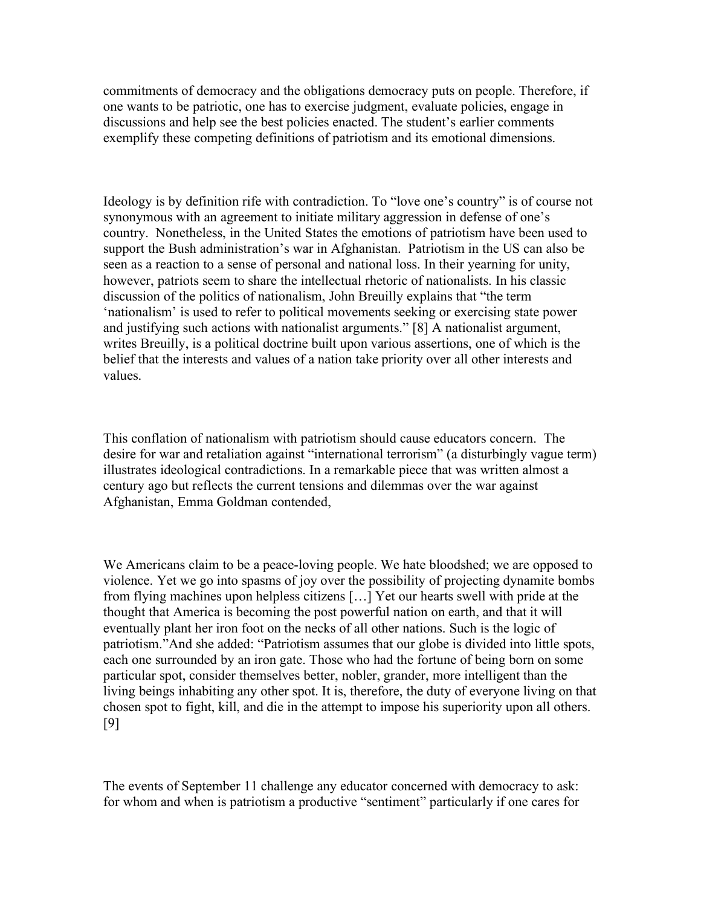commitments of democracy and the obligations democracy puts on people. Therefore, if one wants to be patriotic, one has to exercise judgment, evaluate policies, engage in discussions and help see the best policies enacted. The student's earlier comments exemplify these competing definitions of patriotism and its emotional dimensions.

Ideology is by definition rife with contradiction. To "love one's country" is of course not synonymous with an agreement to initiate military aggression in defense of one's country. Nonetheless, in the United States the emotions of patriotism have been used to support the Bush administration's war in Afghanistan. Patriotism in the US can also be seen as a reaction to a sense of personal and national loss. In their yearning for unity, however, patriots seem to share the intellectual rhetoric of nationalists. In his classic discussion of the politics of nationalism, John Breuilly explains that "the term 'nationalism' is used to refer to political movements seeking or exercising state power and justifying such actions with nationalist arguments." [8] A nationalist argument, writes Breuilly, is a political doctrine built upon various assertions, one of which is the belief that the interests and values of a nation take priority over all other interests and values.

This conflation of nationalism with patriotism should cause educators concern. The desire for war and retaliation against "international terrorism" (a disturbingly vague term) illustrates ideological contradictions. In a remarkable piece that was written almost a century ago but reflects the current tensions and dilemmas over the war against Afghanistan, Emma Goldman contended,

We Americans claim to be a peace-loving people. We hate bloodshed; we are opposed to violence. Yet we go into spasms of joy over the possibility of projecting dynamite bombs from flying machines upon helpless citizens […] Yet our hearts swell with pride at the thought that America is becoming the post powerful nation on earth, and that it will eventually plant her iron foot on the necks of all other nations. Such is the logic of patriotism."And she added: "Patriotism assumes that our globe is divided into little spots, each one surrounded by an iron gate. Those who had the fortune of being born on some particular spot, consider themselves better, nobler, grander, more intelligent than the living beings inhabiting any other spot. It is, therefore, the duty of everyone living on that chosen spot to fight, kill, and die in the attempt to impose his superiority upon all others. [9]

The events of September 11 challenge any educator concerned with democracy to ask: for whom and when is patriotism a productive "sentiment" particularly if one cares for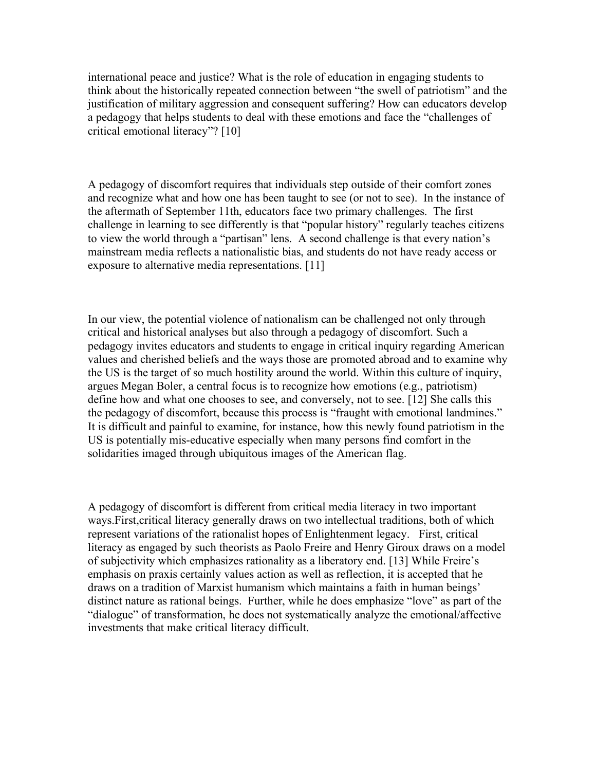international peace and justice? What is the role of education in engaging students to think about the historically repeated connection between "the swell of patriotism" and the justification of military aggression and consequent suffering? How can educators develop a pedagogy that helps students to deal with these emotions and face the "challenges of critical emotional literacy"? [10]

A pedagogy of discomfort requires that individuals step outside of their comfort zones and recognize what and how one has been taught to see (or not to see). In the instance of the aftermath of September 11th, educators face two primary challenges. The first challenge in learning to see differently is that "popular history" regularly teaches citizens to view the world through a "partisan" lens. A second challenge is that every nation's mainstream media reflects a nationalistic bias, and students do not have ready access or exposure to alternative media representations. [11]

In our view, the potential violence of nationalism can be challenged not only through critical and historical analyses but also through a pedagogy of discomfort. Such a pedagogy invites educators and students to engage in critical inquiry regarding American values and cherished beliefs and the ways those are promoted abroad and to examine why the US is the target of so much hostility around the world. Within this culture of inquiry, argues Megan Boler, a central focus is to recognize how emotions (e.g., patriotism) define how and what one chooses to see, and conversely, not to see. [12] She calls this the pedagogy of discomfort, because this process is "fraught with emotional landmines." It is difficult and painful to examine, for instance, how this newly found patriotism in the US is potentially mis-educative especially when many persons find comfort in the solidarities imaged through ubiquitous images of the American flag.

A pedagogy of discomfort is different from critical media literacy in two important ways.First,critical literacy generally draws on two intellectual traditions, both of which represent variations of the rationalist hopes of Enlightenment legacy. First, critical literacy as engaged by such theorists as Paolo Freire and Henry Giroux draws on a model of subjectivity which emphasizes rationality as a liberatory end. [13] While Freire's emphasis on praxis certainly values action as well as reflection, it is accepted that he draws on a tradition of Marxist humanism which maintains a faith in human beings' distinct nature as rational beings. Further, while he does emphasize "love" as part of the "dialogue" of transformation, he does not systematically analyze the emotional/affective investments that make critical literacy difficult.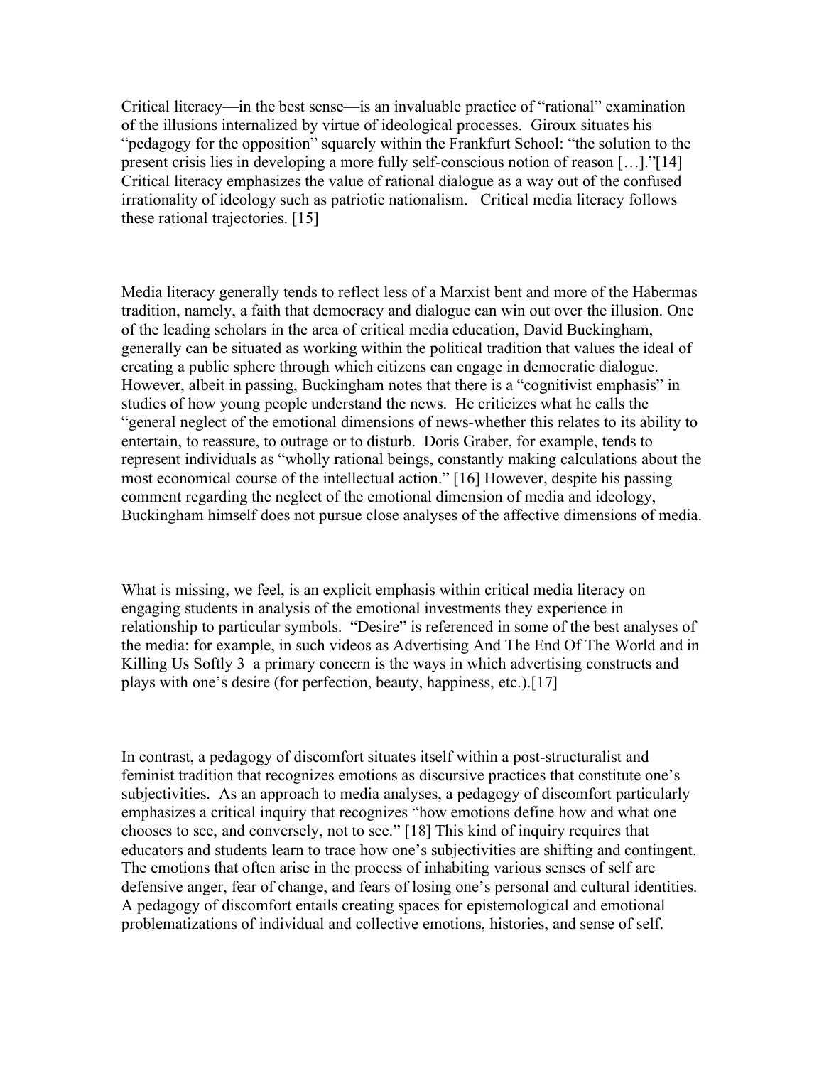Critical literacy—in the best sense—is an invaluable practice of "rational" examination of the illusions internalized by virtue of ideological processes. Giroux situates his "pedagogy for the opposition" squarely within the Frankfurt School: "the solution to the present crisis lies in developing a more fully self-conscious notion of reason […]."[14] Critical literacy emphasizes the value of rational dialogue as a way out of the confused irrationality of ideology such as patriotic nationalism. Critical media literacy follows these rational trajectories. [15]

Media literacy generally tends to reflect less of a Marxist bent and more of the Habermas tradition, namely, a faith that democracy and dialogue can win out over the illusion. One of the leading scholars in the area of critical media education, David Buckingham, generally can be situated as working within the political tradition that values the ideal of creating a public sphere through which citizens can engage in democratic dialogue. However, albeit in passing, Buckingham notes that there is a "cognitivist emphasis" in studies of how young people understand the news. He criticizes what he calls the "general neglect of the emotional dimensions of news-whether this relates to its ability to entertain, to reassure, to outrage or to disturb. Doris Graber, for example, tends to represent individuals as "wholly rational beings, constantly making calculations about the most economical course of the intellectual action." [16] However, despite his passing comment regarding the neglect of the emotional dimension of media and ideology, Buckingham himself does not pursue close analyses of the affective dimensions of media.

What is missing, we feel, is an explicit emphasis within critical media literacy on engaging students in analysis of the emotional investments they experience in relationship to particular symbols. "Desire" is referenced in some of the best analyses of the media: for example, in such videos as Advertising And The End Of The World and in Killing Us Softly 3 a primary concern is the ways in which advertising constructs and plays with one's desire (for perfection, beauty, happiness, etc.).[17]

In contrast, a pedagogy of discomfort situates itself within a post-structuralist and feminist tradition that recognizes emotions as discursive practices that constitute one's subjectivities. As an approach to media analyses, a pedagogy of discomfort particularly emphasizes a critical inquiry that recognizes "how emotions define how and what one chooses to see, and conversely, not to see." [18] This kind of inquiry requires that educators and students learn to trace how one's subjectivities are shifting and contingent. The emotions that often arise in the process of inhabiting various senses of self are defensive anger, fear of change, and fears of losing one's personal and cultural identities. A pedagogy of discomfort entails creating spaces for epistemological and emotional problematizations of individual and collective emotions, histories, and sense of self.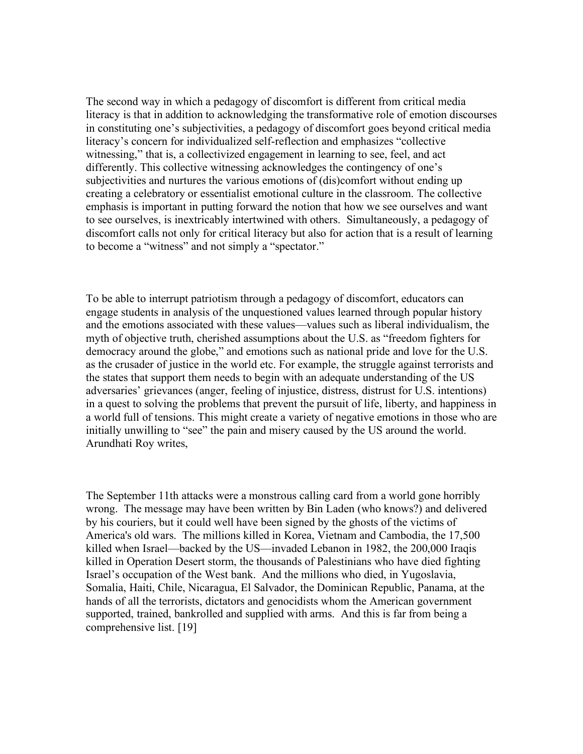The second way in which a pedagogy of discomfort is different from critical media literacy is that in addition to acknowledging the transformative role of emotion discourses in constituting one's subjectivities, a pedagogy of discomfort goes beyond critical media literacy's concern for individualized self-reflection and emphasizes "collective witnessing," that is, a collectivized engagement in learning to see, feel, and act differently. This collective witnessing acknowledges the contingency of one's subjectivities and nurtures the various emotions of (dis)comfort without ending up creating a celebratory or essentialist emotional culture in the classroom. The collective emphasis is important in putting forward the notion that how we see ourselves and want to see ourselves, is inextricably intertwined with others. Simultaneously, a pedagogy of discomfort calls not only for critical literacy but also for action that is a result of learning to become a "witness" and not simply a "spectator."

To be able to interrupt patriotism through a pedagogy of discomfort, educators can engage students in analysis of the unquestioned values learned through popular history and the emotions associated with these values—values such as liberal individualism, the myth of objective truth, cherished assumptions about the U.S. as "freedom fighters for democracy around the globe," and emotions such as national pride and love for the U.S. as the crusader of justice in the world etc. For example, the struggle against terrorists and the states that support them needs to begin with an adequate understanding of the US adversaries' grievances (anger, feeling of injustice, distress, distrust for U.S. intentions) in a quest to solving the problems that prevent the pursuit of life, liberty, and happiness in a world full of tensions. This might create a variety of negative emotions in those who are initially unwilling to "see" the pain and misery caused by the US around the world. Arundhati Roy writes,

> The September 11th attacks were a monstrous calling card from a world gone horribly wrong. The message may have been written by Bin Laden (who knows?) and delivered by his couriers, but it could well have been signed by the ghosts of the victims of America's old wars. The millions killed in Korea, Vietnam and Cambodia, the 17,500 killed when Israel—backed by the US—invaded Lebanon in 1982, the 200,000 Iraqis killed in Operation Desert storm, the thousands of Palestinians who have died fighting Israel's occupation of the West bank. And the millions who died, in Yugoslavia, Somalia, Haiti, Chile, Nicaragua, El Salvador, the Dominican Republic, Panama, at the hands of all the terrorists, dictators and genocidists whom the American government supported, trained, bankrolled and supplied with arms. And this is far from being a comprehensive list. [19]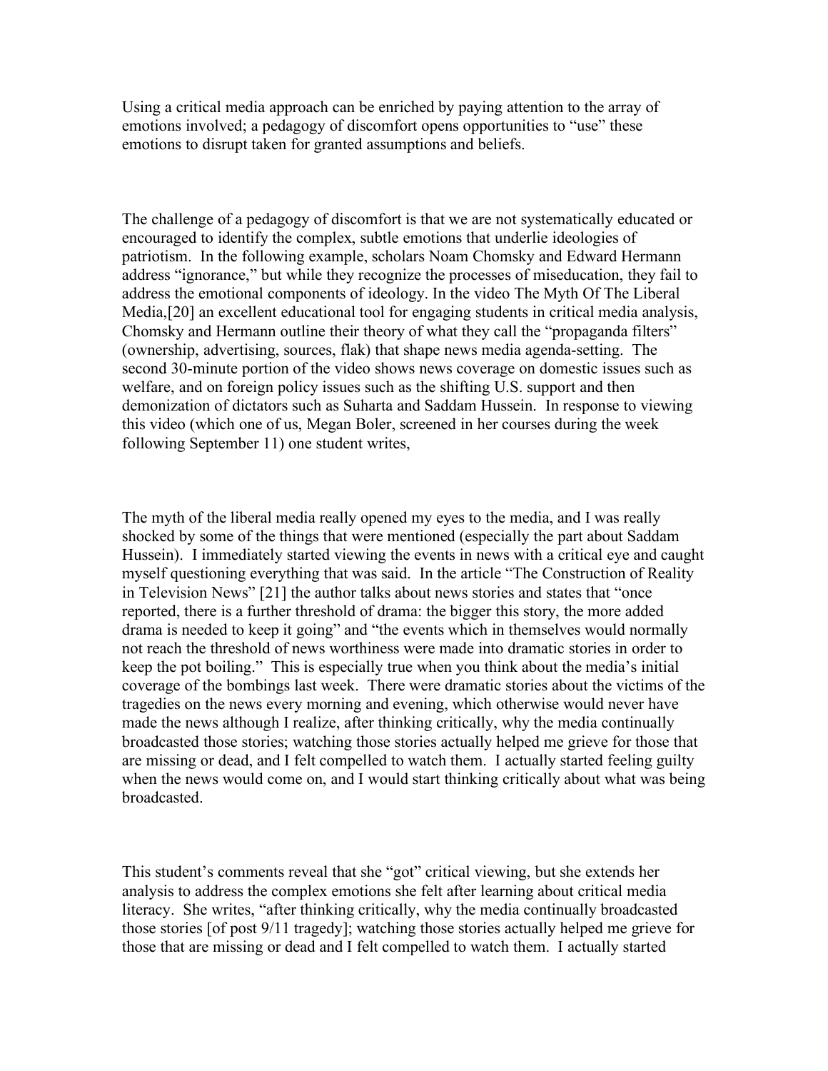Using a critical media approach can be enriched by paying attention to the array of emotions involved; a pedagogy of discomfort opens opportunities to "use" these emotions to disrupt taken for granted assumptions and beliefs.

The challenge of a pedagogy of discomfort is that we are not systematically educated or encouraged to identify the complex, subtle emotions that underlie ideologies of patriotism. In the following example, scholars Noam Chomsky and Edward Hermann address "ignorance," but while they recognize the processes of miseducation, they fail to address the emotional components of ideology. In the video The Myth Of The Liberal Media,[20] an excellent educational tool for engaging students in critical media analysis, Chomsky and Hermann outline their theory of what they call the "propaganda filters" (ownership, advertising, sources, flak) that shape news media agenda-setting. The second 30-minute portion of the video shows news coverage on domestic issues such as welfare, and on foreign policy issues such as the shifting U.S. support and then demonization of dictators such as Suharta and Saddam Hussein. In response to viewing this video (which one of us, Megan Boler, screened in her courses during the week following September 11) one student writes,

The myth of the liberal media really opened my eyes to the media, and I was really shocked by some of the things that were mentioned (especially the part about Saddam Hussein). I immediately started viewing the events in news with a critical eye and caught myself questioning everything that was said. In the article "The Construction of Reality in Television News" [21] the author talks about news stories and states that "once reported, there is a further threshold of drama: the bigger this story, the more added drama is needed to keep it going" and "the events which in themselves would normally not reach the threshold of news worthiness were made into dramatic stories in order to keep the pot boiling." This is especially true when you think about the media's initial coverage of the bombings last week. There were dramatic stories about the victims of the tragedies on the news every morning and evening, which otherwise would never have made the news although I realize, after thinking critically, why the media continually broadcasted those stories; watching those stories actually helped me grieve for those that are missing or dead, and I felt compelled to watch them. I actually started feeling guilty when the news would come on, and I would start thinking critically about what was being broadcasted.

This student's comments reveal that she "got" critical viewing, but she extends her analysis to address the complex emotions she felt after learning about critical media literacy. She writes, "after thinking critically, why the media continually broadcasted those stories [of post 9/11 tragedy]; watching those stories actually helped me grieve for those that are missing or dead and I felt compelled to watch them. I actually started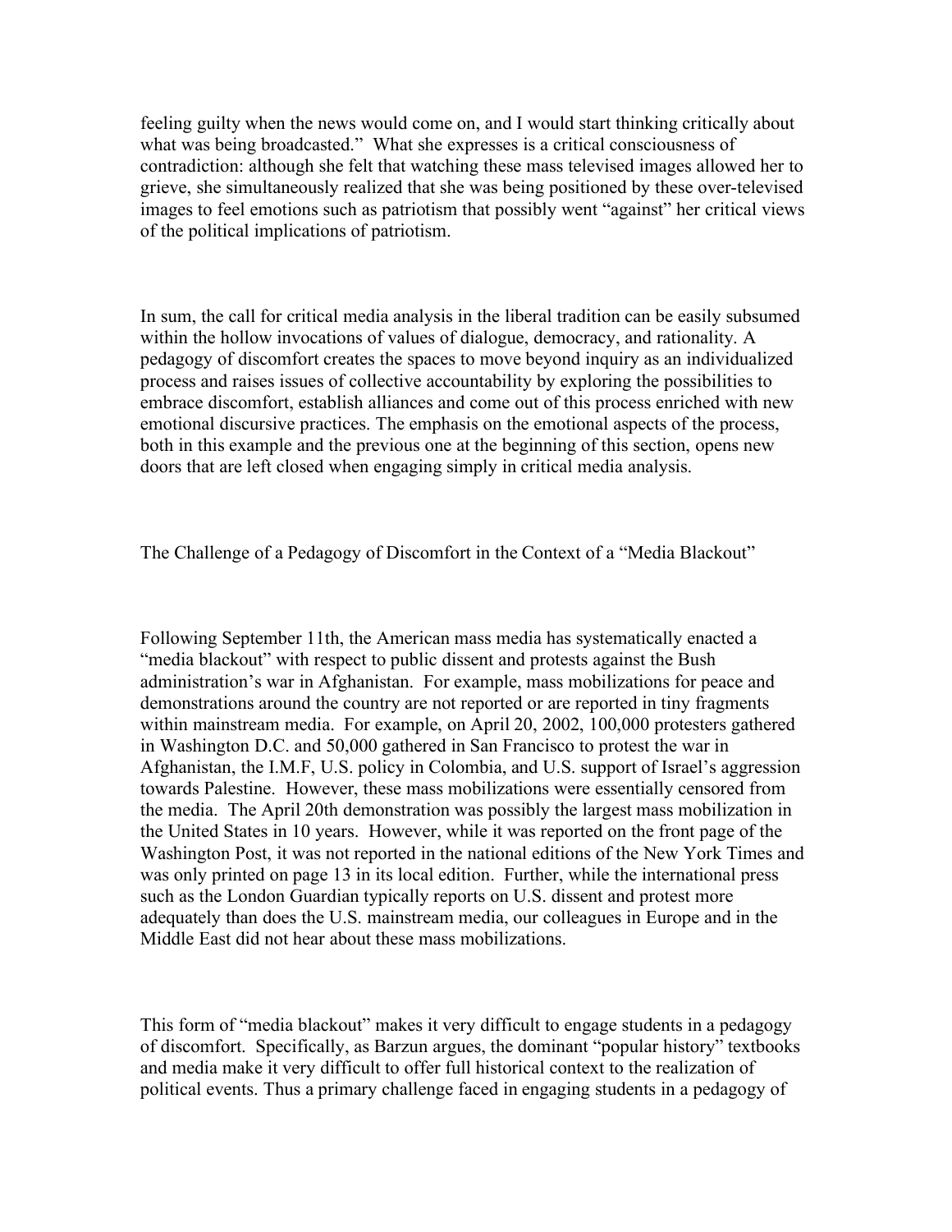feeling guilty when the news would come on, and I would start thinking critically about what was being broadcasted." What she expresses is a critical consciousness of contradiction: although she felt that watching these mass televised images allowed her to grieve, she simultaneously realized that she was being positioned by these over-televised images to feel emotions such as patriotism that possibly went "against" her critical views of the political implications of patriotism.

In sum, the call for critical media analysis in the liberal tradition can be easily subsumed within the hollow invocations of values of dialogue, democracy, and rationality. A pedagogy of discomfort creates the spaces to move beyond inquiry as an individualized process and raises issues of collective accountability by exploring the possibilities to embrace discomfort, establish alliances and come out of this process enriched with new emotional discursive practices. The emphasis on the emotional aspects of the process, both in this example and the previous one at the beginning of this section, opens new doors that are left closed when engaging simply in critical media analysis.

## The Challenge of a Pedagogy of Discomfort in the Context of a "Media Blackout"

Following September 11th, the American mass media has systematically enacted a "media blackout" with respect to public dissent and protests against the Bush administration's war in Afghanistan. For example, mass mobilizations for peace and demonstrations around the country are not reported or are reported in tiny fragments within mainstream media. For example, on April 20, 2002, 100,000 protesters gathered in Washington D.C. and 50,000 gathered in San Francisco to protest the war in Afghanistan, the I.M.F, U.S. policy in Colombia, and U.S. support of Israel's aggression towards Palestine. However, these mass mobilizations were essentially censored from the media. The April 20th demonstration was possibly the largest mass mobilization in the United States in 10 years. However, while it was reported on the front page of the Washington Post, it was not reported in the national editions of the New York Times and was only printed on page 13 in its local edition. Further, while the international press such as the London Guardian typically reports on U.S. dissent and protest more adequately than does the U.S. mainstream media, our colleagues in Europe and in the Middle East did not hear about these mass mobilizations.

This form of "media blackout" makes it very difficult to engage students in a pedagogy of discomfort. Specifically, as Barzun argues, the dominant "popular history" textbooks and media make it very difficult to offer full historical context to the realization of political events. Thus a primary challenge faced in engaging students in a pedagogy of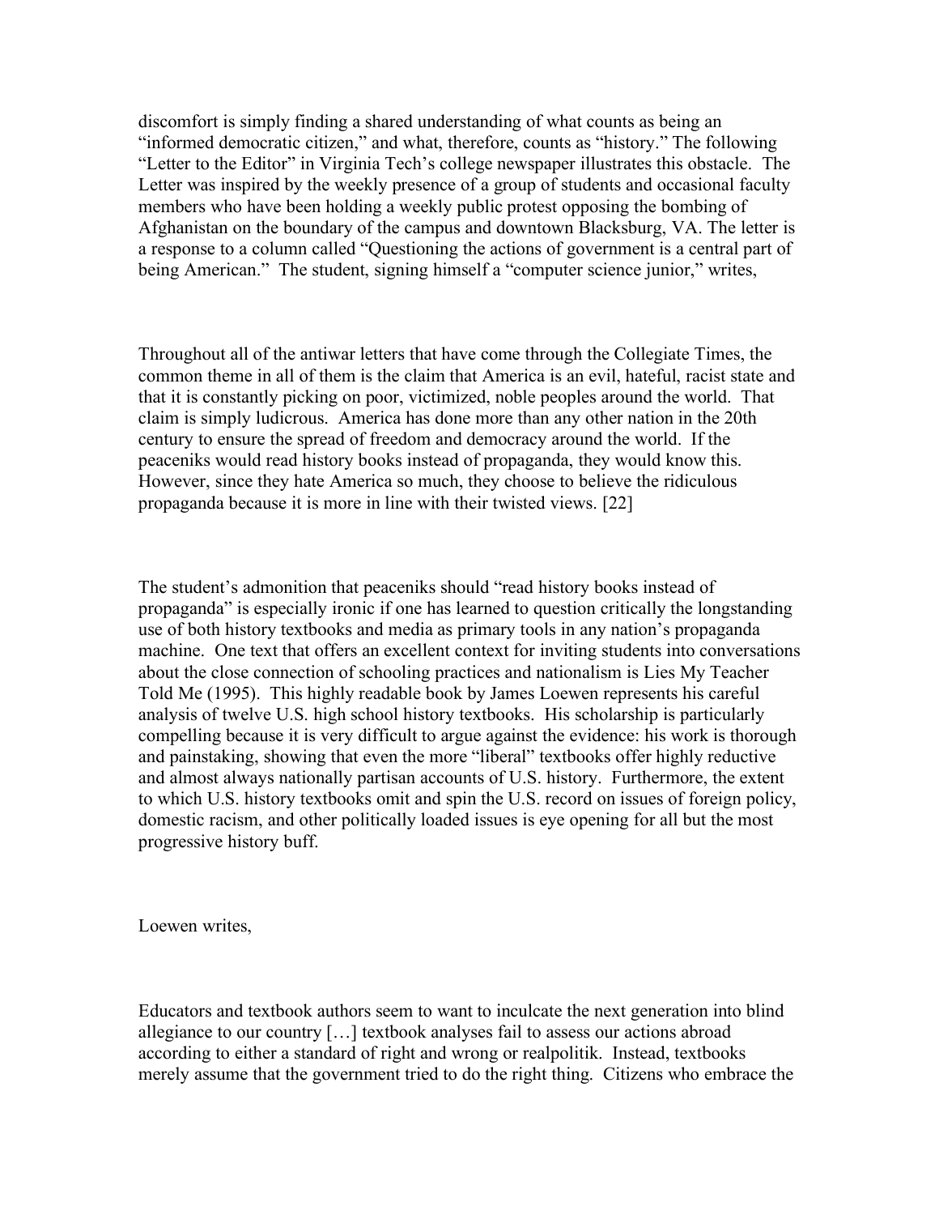discomfort is simply finding a shared understanding of what counts as being an "informed democratic citizen," and what, therefore, counts as "history." The following "Letter to the Editor" in Virginia Tech's college newspaper illustrates this obstacle. The Letter was inspired by the weekly presence of a group of students and occasional faculty members who have been holding a weekly public protest opposing the bombing of Afghanistan on the boundary of the campus and downtown Blacksburg, VA. The letter is a response to a column called "Questioning the actions of government is a central part of being American." The student, signing himself a "computer science junior," writes,

> Throughout all of the antiwar letters that have come through the Collegiate Times, the common theme in all of them is the claim that America is an evil, hateful, racist state and that it is constantly picking on poor, victimized, noble peoples around the world. That claim is simply ludicrous. America has done more than any other nation in the 20th century to ensure the spread of freedom and democracy around the world. If the peaceniks would read history books instead of propaganda, they would know this. However, since they hate America so much, they choose to believe the ridiculous propaganda because it is more in line with their twisted views. [22]

The student's admonition that peaceniks should "read history books instead of propaganda" is especially ironic if one has learned to question critically the longstanding use of both history textbooks and media as primary tools in any nation's propaganda machine. One text that offers an excellent context for inviting students into conversations about the close connection of schooling practices and nationalism is Lies My Teacher Told Me (1995). This highly readable book by James Loewen represents his careful analysis of twelve U.S. high school history textbooks. His scholarship is particularly compelling because it is very difficult to argue against the evidence: his work is thorough and painstaking, showing that even the more "liberal" textbooks offer highly reductive and almost always nationally partisan accounts of U.S. history. Furthermore, the extent to which U.S. history textbooks omit and spin the U.S. record on issues of foreign policy, domestic racism, and other politically loaded issues is eye opening for all but the most progressive history buff.

Loewen writes,

> Educators and textbook authors seem to want to inculcate the next generation into blind allegiance to our country […] textbook analyses fail to assess our actions abroad according to either a standard of right and wrong or realpolitik. Instead, textbooks merely assume that the government tried to do the right thing. Citizens who embrace the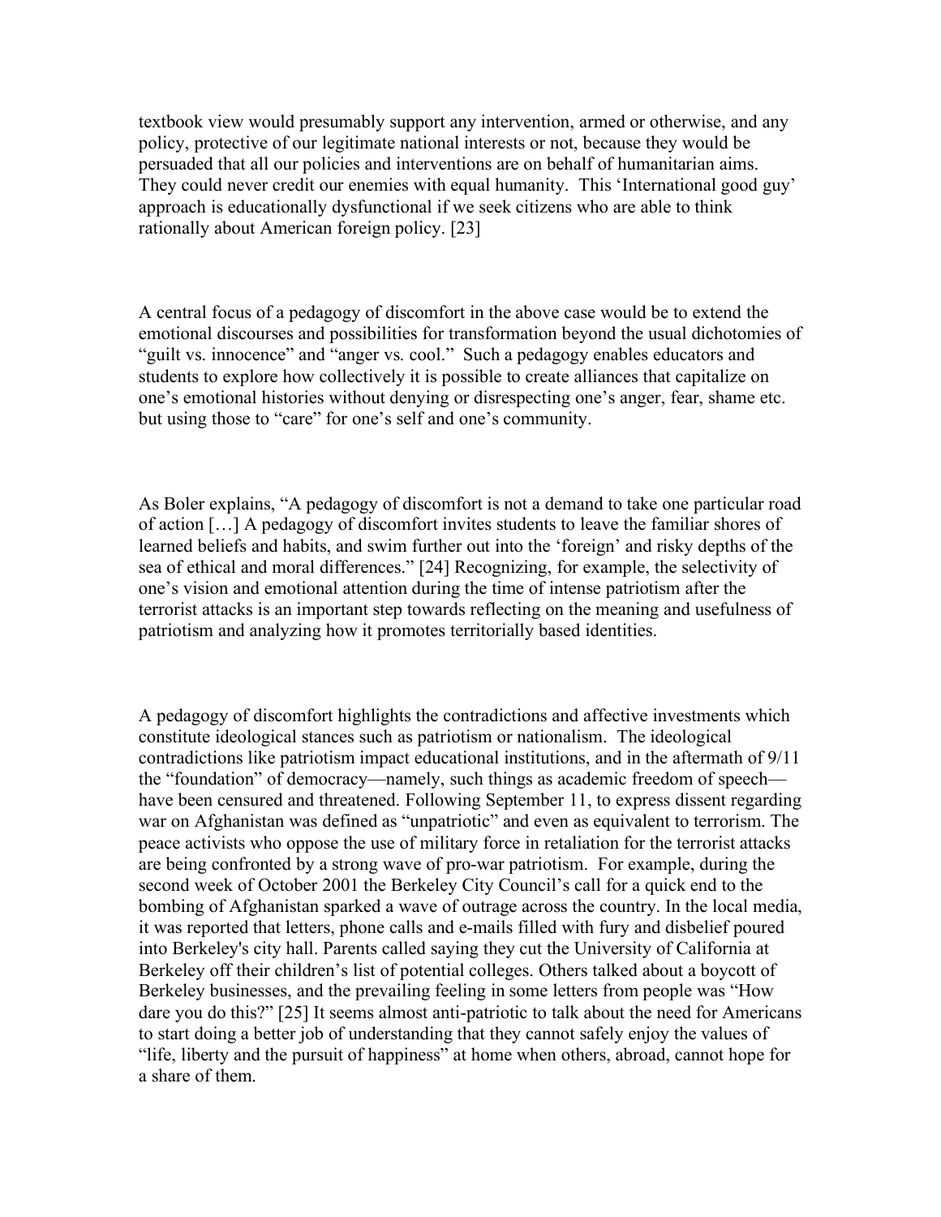textbook view would presumably support any intervention, armed or otherwise, and any policy, protective of our legitimate national interests or not, because they would be persuaded that all our policies and interventions are on behalf of humanitarian aims. They could never credit our enemies with equal humanity. This 'International good guy' approach is educationally dysfunctional if we seek citizens who are able to think rationally about American foreign policy. [23]

A central focus of a pedagogy of discomfort in the above case would be to extend the emotional discourses and possibilities for transformation beyond the usual dichotomies of "guilt vs. innocence" and "anger vs. cool." Such a pedagogy enables educators and students to explore how collectively it is possible to create alliances that capitalize on one's emotional histories without denying or disrespecting one's anger, fear, shame etc. but using those to "care" for one's self and one's community.

As Boler explains, "A pedagogy of discomfort is not a demand to take one particular road of action […] A pedagogy of discomfort invites students to leave the familiar shores of learned beliefs and habits, and swim further out into the 'foreign' and risky depths of the sea of ethical and moral differences." [24] Recognizing, for example, the selectivity of one's vision and emotional attention during the time of intense patriotism after the terrorist attacks is an important step towards reflecting on the meaning and usefulness of patriotism and analyzing how it promotes territorially based identities.

A pedagogy of discomfort highlights the contradictions and affective investments which constitute ideological stances such as patriotism or nationalism. The ideological contradictions like patriotism impact educational institutions, and in the aftermath of 9/11 the "foundation" of democracy—namely, such things as academic freedom of speech—have been censured and threatened. Following September 11, to express dissent regarding war on Afghanistan was defined as "unpatriotic" and even as equivalent to terrorism. The peace activists who oppose the use of military force in retaliation for the terrorist attacks are being confronted by a strong wave of pro-war patriotism. For example, during the second week of October 2001 the Berkeley City Council's call for a quick end to the bombing of Afghanistan sparked a wave of outrage across the country. In the local media, it was reported that letters, phone calls and e-mails filled with fury and disbelief poured into Berkeley's city hall. Parents called saying they cut the University of California at Berkeley off their children's list of potential colleges. Others talked about a boycott of Berkeley businesses, and the prevailing feeling in some letters from people was "How dare you do this?" [25] It seems almost anti-patriotic to talk about the need for Americans to start doing a better job of understanding that they cannot safely enjoy the values of "life, liberty and the pursuit of happiness" at home when others, abroad, cannot hope for a share of them.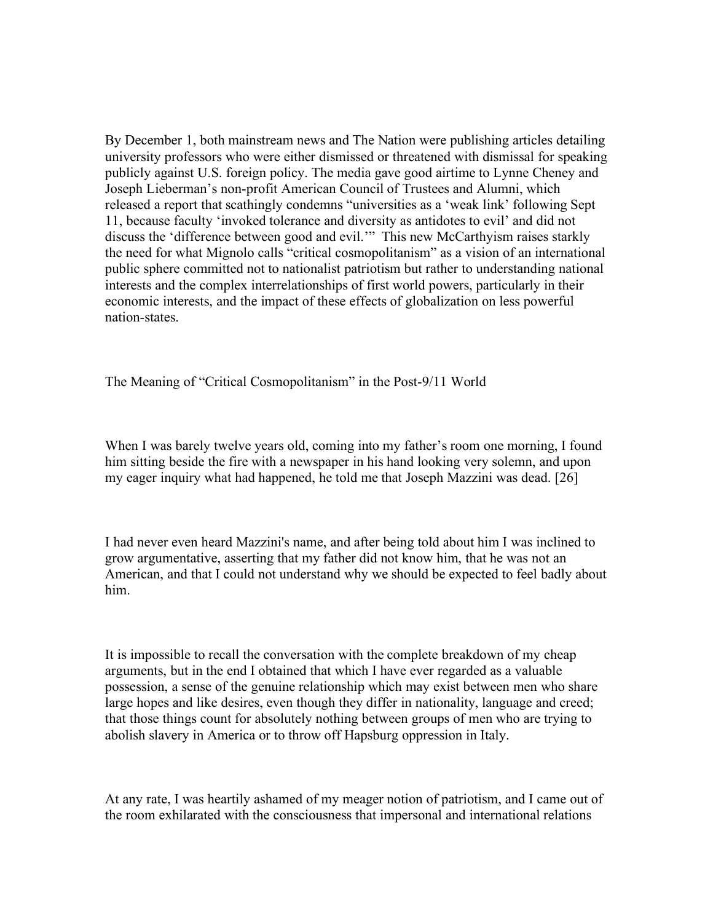By December 1, both mainstream news and The Nation were publishing articles detailing university professors who were either dismissed or threatened with dismissal for speaking publicly against U.S. foreign policy. The media gave good airtime to Lynne Cheney and Joseph Lieberman's non-profit American Council of Trustees and Alumni, which released a report that scathingly condemns "universities as a 'weak link' following Sept 11, because faculty 'invoked tolerance and diversity as antidotes to evil' and did not discuss the 'difference between good and evil.'" This new McCarthyism raises starkly the need for what Mignolo calls "critical cosmopolitanism" as a vision of an international public sphere committed not to nationalist patriotism but rather to understanding national interests and the complex interrelationships of first world powers, particularly in their economic interests, and the impact of these effects of globalization on less powerful nation-states.

## The Meaning of "Critical Cosmopolitanism" in the Post-9/11 World

When I was barely twelve years old, coming into my father's room one morning, I found him sitting beside the fire with a newspaper in his hand looking very solemn, and upon my eager inquiry what had happened, he told me that Joseph Mazzini was dead. [26]

I had never even heard Mazzini's name, and after being told about him I was inclined to grow argumentative, asserting that my father did not know him, that he was not an American, and that I could not understand why we should be expected to feel badly about him.

It is impossible to recall the conversation with the complete breakdown of my cheap arguments, but in the end I obtained that which I have ever regarded as a valuable possession, a sense of the genuine relationship which may exist between men who share large hopes and like desires, even though they differ in nationality, language and creed; that those things count for absolutely nothing between groups of men who are trying to abolish slavery in America or to throw off Hapsburg oppression in Italy.

At any rate, I was heartily ashamed of my meager notion of patriotism, and I came out of the room exhilarated with the consciousness that impersonal and international relations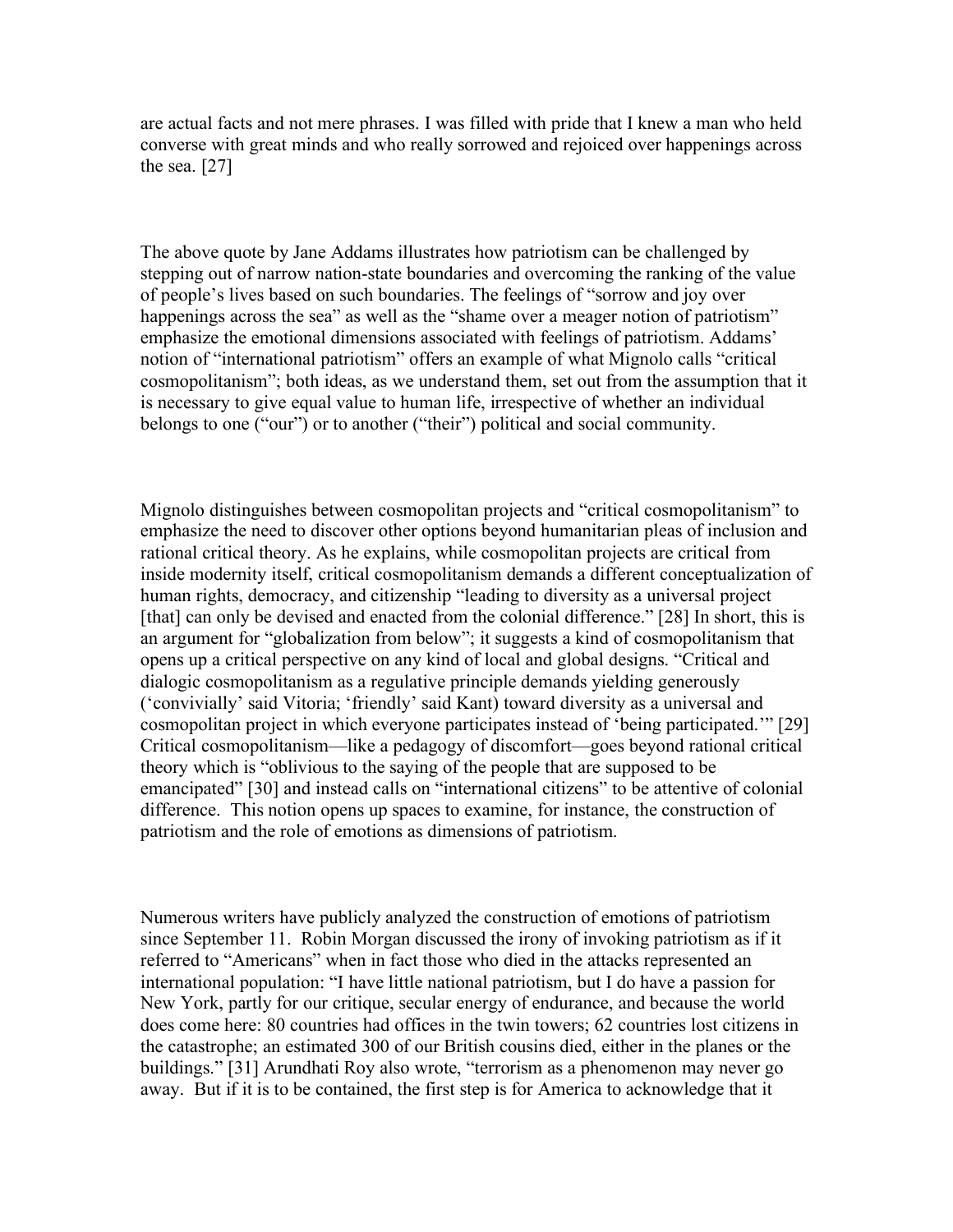are actual facts and not mere phrases. I was filled with pride that I knew a man who held converse with great minds and who really sorrowed and rejoiced over happenings across the sea. [27]

The above quote by Jane Addams illustrates how patriotism can be challenged by stepping out of narrow nation-state boundaries and overcoming the ranking of the value of people's lives based on such boundaries. The feelings of "sorrow and joy over happenings across the sea" as well as the "shame over a meager notion of patriotism" emphasize the emotional dimensions associated with feelings of patriotism. Addams' notion of "international patriotism" offers an example of what Mignolo calls "critical cosmopolitanism"; both ideas, as we understand them, set out from the assumption that it is necessary to give equal value to human life, irrespective of whether an individual belongs to one ("our") or to another ("their") political and social community.

Mignolo distinguishes between cosmopolitan projects and "critical cosmopolitanism" to emphasize the need to discover other options beyond humanitarian pleas of inclusion and rational critical theory. As he explains, while cosmopolitan projects are critical from inside modernity itself, critical cosmopolitanism demands a different conceptualization of human rights, democracy, and citizenship "leading to diversity as a universal project [that] can only be devised and enacted from the colonial difference." [28] In short, this is an argument for "globalization from below"; it suggests a kind of cosmopolitanism that opens up a critical perspective on any kind of local and global designs. "Critical and dialogic cosmopolitanism as a regulative principle demands yielding generously ('convivially' said Vitoria; 'friendly' said Kant) toward diversity as a universal and cosmopolitan project in which everyone participates instead of 'being participated.'" [29] Critical cosmopolitanism—like a pedagogy of discomfort—goes beyond rational critical theory which is "oblivious to the saying of the people that are supposed to be emancipated" [30] and instead calls on "international citizens" to be attentive of colonial difference. This notion opens up spaces to examine, for instance, the construction of patriotism and the role of emotions as dimensions of patriotism.

Numerous writers have publicly analyzed the construction of emotions of patriotism since September 11. Robin Morgan discussed the irony of invoking patriotism as if it referred to "Americans" when in fact those who died in the attacks represented an international population: "I have little national patriotism, but I do have a passion for New York, partly for our critique, secular energy of endurance, and because the world does come here: 80 countries had offices in the twin towers; 62 countries lost citizens in the catastrophe; an estimated 300 of our British cousins died, either in the planes or the buildings." [31] Arundhati Roy also wrote, "terrorism as a phenomenon may never go away. But if it is to be contained, the first step is for America to acknowledge that it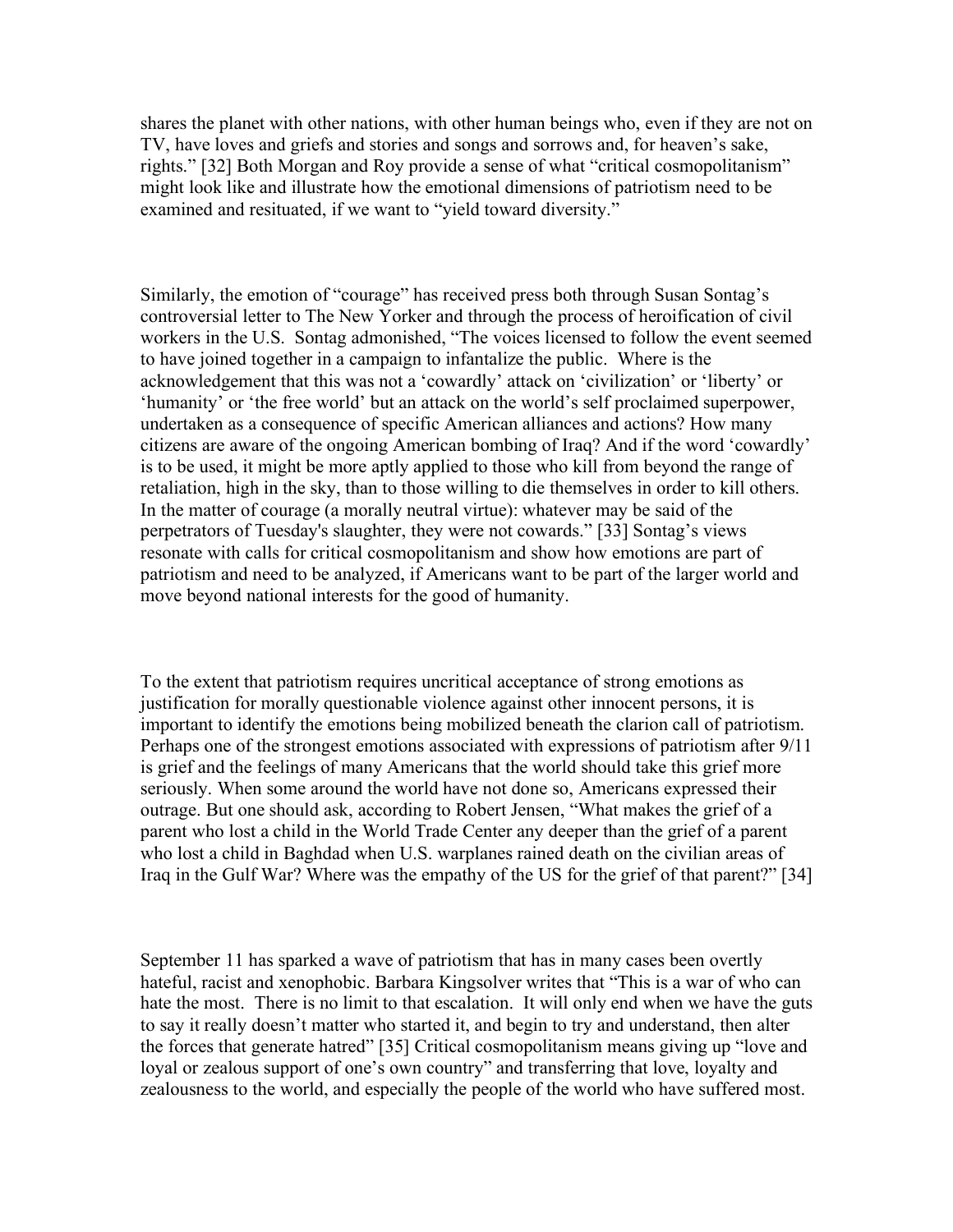shares the planet with other nations, with other human beings who, even if they are not on TV, have loves and griefs and stories and songs and sorrows and, for heaven's sake, rights." [32] Both Morgan and Roy provide a sense of what "critical cosmopolitanism" might look like and illustrate how the emotional dimensions of patriotism need to be examined and resituated, if we want to "yield toward diversity."

Similarly, the emotion of "courage" has received press both through Susan Sontag's controversial letter to The New Yorker and through the process of heroification of civil workers in the U.S. Sontag admonished, "The voices licensed to follow the event seemed to have joined together in a campaign to infantalize the public. Where is the acknowledgement that this was not a 'cowardly' attack on 'civilization' or 'liberty' or 'humanity' or 'the free world' but an attack on the world's self proclaimed superpower, undertaken as a consequence of specific American alliances and actions? How many citizens are aware of the ongoing American bombing of Iraq? And if the word 'cowardly' is to be used, it might be more aptly applied to those who kill from beyond the range of retaliation, high in the sky, than to those willing to die themselves in order to kill others. In the matter of courage (a morally neutral virtue): whatever may be said of the perpetrators of Tuesday's slaughter, they were not cowards." [33] Sontag's views resonate with calls for critical cosmopolitanism and show how emotions are part of patriotism and need to be analyzed, if Americans want to be part of the larger world and move beyond national interests for the good of humanity.

To the extent that patriotism requires uncritical acceptance of strong emotions as justification for morally questionable violence against other innocent persons, it is important to identify the emotions being mobilized beneath the clarion call of patriotism. Perhaps one of the strongest emotions associated with expressions of patriotism after 9/11 is grief and the feelings of many Americans that the world should take this grief more seriously. When some around the world have not done so, Americans expressed their outrage. But one should ask, according to Robert Jensen, "What makes the grief of a parent who lost a child in the World Trade Center any deeper than the grief of a parent who lost a child in Baghdad when U.S. warplanes rained death on the civilian areas of Iraq in the Gulf War? Where was the empathy of the US for the grief of that parent?" [34]

September 11 has sparked a wave of patriotism that has in many cases been overtly hateful, racist and xenophobic. Barbara Kingsolver writes that "This is a war of who can hate the most. There is no limit to that escalation. It will only end when we have the guts to say it really doesn't matter who started it, and begin to try and understand, then alter the forces that generate hatred" [35] Critical cosmopolitanism means giving up "love and loyal or zealous support of one's own country" and transferring that love, loyalty and zealousness to the world, and especially the people of the world who have suffered most.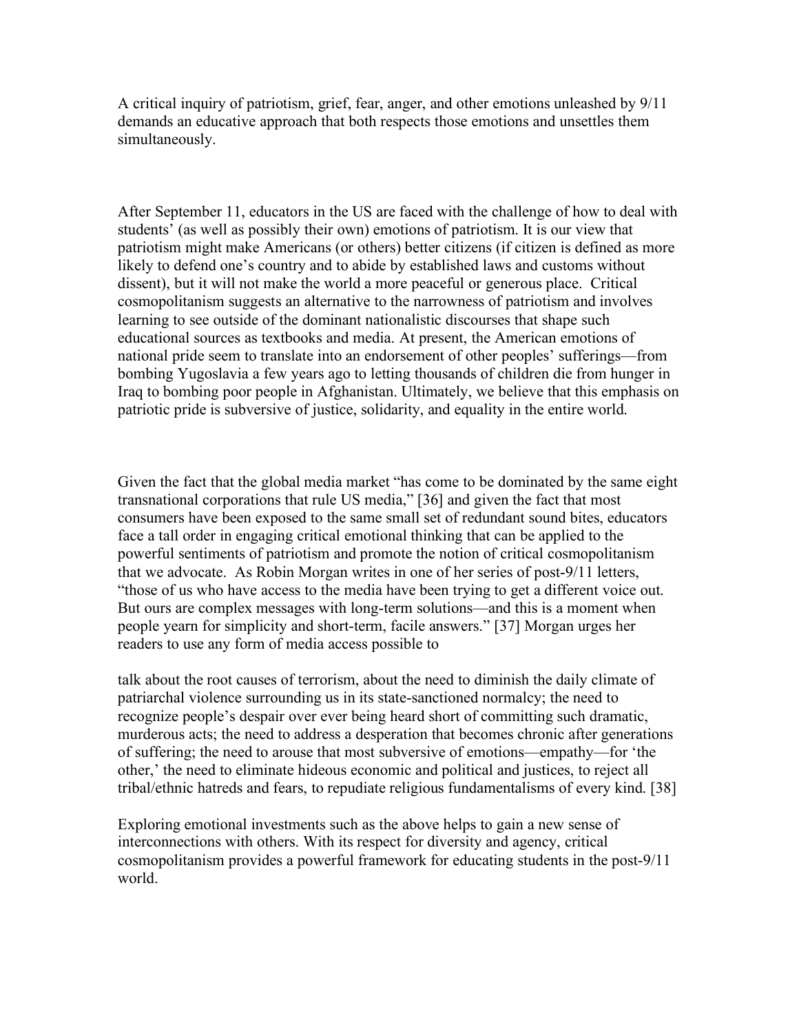A critical inquiry of patriotism, grief, fear, anger, and other emotions unleashed by 9/11 demands an educative approach that both respects those emotions and unsettles them simultaneously.

After September 11, educators in the US are faced with the challenge of how to deal with students' (as well as possibly their own) emotions of patriotism. It is our view that patriotism might make Americans (or others) better citizens (if citizen is defined as more likely to defend one's country and to abide by established laws and customs without dissent), but it will not make the world a more peaceful or generous place. Critical cosmopolitanism suggests an alternative to the narrowness of patriotism and involves learning to see outside of the dominant nationalistic discourses that shape such educational sources as textbooks and media. At present, the American emotions of national pride seem to translate into an endorsement of other peoples' sufferings—from bombing Yugoslavia a few years ago to letting thousands of children die from hunger in Iraq to bombing poor people in Afghanistan. Ultimately, we believe that this emphasis on patriotic pride is subversive of justice, solidarity, and equality in the entire world.

Given the fact that the global media market "has come to be dominated by the same eight transnational corporations that rule US media," [36] and given the fact that most consumers have been exposed to the same small set of redundant sound bites, educators face a tall order in engaging critical emotional thinking that can be applied to the powerful sentiments of patriotism and promote the notion of critical cosmopolitanism that we advocate. As Robin Morgan writes in one of her series of post-9/11 letters, "those of us who have access to the media have been trying to get a different voice out. But ours are complex messages with long-term solutions—and this is a moment when people yearn for simplicity and short-term, facile answers." [37] Morgan urges her readers to use any form of media access possible to

> talk about the root causes of terrorism, about the need to diminish the daily climate of patriarchal violence surrounding us in its state-sanctioned normalcy; the need to recognize people's despair over ever being heard short of committing such dramatic, murderous acts; the need to address a desperation that becomes chronic after generations of suffering; the need to arouse that most subversive of emotions—empathy—for 'the other,' the need to eliminate hideous economic and political and justices, to reject all tribal/ethnic hatreds and fears, to repudiate religious fundamentalisms of every kind. [38]

Exploring emotional investments such as the above helps to gain a new sense of interconnections with others. With its respect for diversity and agency, critical cosmopolitanism provides a powerful framework for educating students in the post-9/11 world.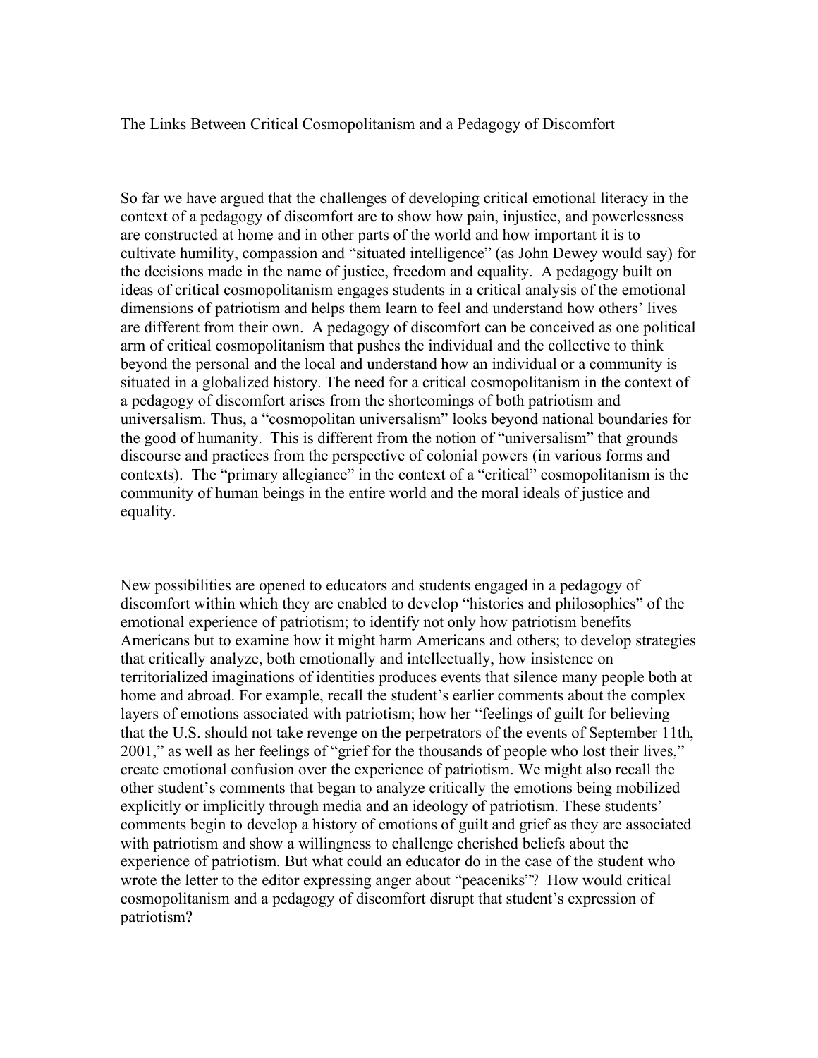## The Links Between Critical Cosmopolitanism and a Pedagogy of Discomfort

So far we have argued that the challenges of developing critical emotional literacy in the context of a pedagogy of discomfort are to show how pain, injustice, and powerlessness are constructed at home and in other parts of the world and how important it is to cultivate humility, compassion and "situated intelligence" (as John Dewey would say) for the decisions made in the name of justice, freedom and equality. A pedagogy built on ideas of critical cosmopolitanism engages students in a critical analysis of the emotional dimensions of patriotism and helps them learn to feel and understand how others' lives are different from their own. A pedagogy of discomfort can be conceived as one political arm of critical cosmopolitanism that pushes the individual and the collective to think beyond the personal and the local and understand how an individual or a community is situated in a globalized history. The need for a critical cosmopolitanism in the context of a pedagogy of discomfort arises from the shortcomings of both patriotism and universalism. Thus, a "cosmopolitan universalism" looks beyond national boundaries for the good of humanity. This is different from the notion of "universalism" that grounds discourse and practices from the perspective of colonial powers (in various forms and contexts). The "primary allegiance" in the context of a "critical" cosmopolitanism is the community of human beings in the entire world and the moral ideals of justice and equality.

New possibilities are opened to educators and students engaged in a pedagogy of discomfort within which they are enabled to develop "histories and philosophies" of the emotional experience of patriotism; to identify not only how patriotism benefits Americans but to examine how it might harm Americans and others; to develop strategies that critically analyze, both emotionally and intellectually, how insistence on territorialized imaginations of identities produces events that silence many people both at home and abroad. For example, recall the student's earlier comments about the complex layers of emotions associated with patriotism; how her "feelings of guilt for believing that the U.S. should not take revenge on the perpetrators of the events of September 11th, 2001," as well as her feelings of "grief for the thousands of people who lost their lives," create emotional confusion over the experience of patriotism. We might also recall the other student's comments that began to analyze critically the emotions being mobilized explicitly or implicitly through media and an ideology of patriotism. These students' comments begin to develop a history of emotions of guilt and grief as they are associated with patriotism and show a willingness to challenge cherished beliefs about the experience of patriotism. But what could an educator do in the case of the student who wrote the letter to the editor expressing anger about "peaceniks"? How would critical cosmopolitanism and a pedagogy of discomfort disrupt that student's expression of patriotism?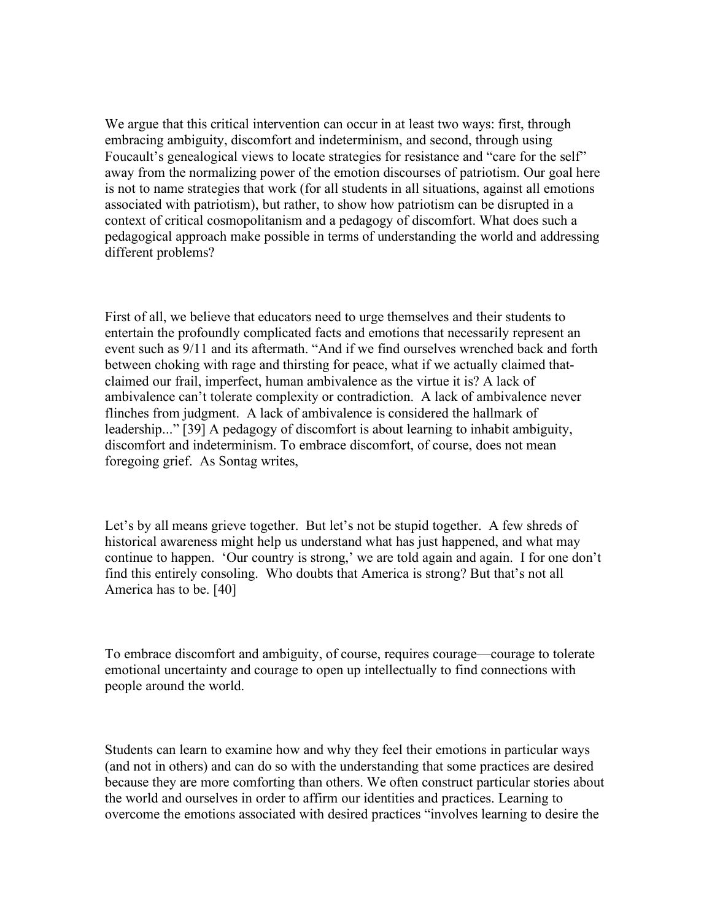We argue that this critical intervention can occur in at least two ways: first, through embracing ambiguity, discomfort and indeterminism, and second, through using Foucault's genealogical views to locate strategies for resistance and "care for the self" away from the normalizing power of the emotion discourses of patriotism. Our goal here is not to name strategies that work (for all students in all situations, against all emotions associated with patriotism), but rather, to show how patriotism can be disrupted in a context of critical cosmopolitanism and a pedagogy of discomfort. What does such a pedagogical approach make possible in terms of understanding the world and addressing different problems?

First of all, we believe that educators need to urge themselves and their students to entertain the profoundly complicated facts and emotions that necessarily represent an event such as 9/11 and its aftermath. "And if we find ourselves wrenched back and forth between choking with rage and thirsting for peace, what if we actually claimed that-claimed our frail, imperfect, human ambivalence as the virtue it is? A lack of ambivalence can't tolerate complexity or contradiction. A lack of ambivalence never flinches from judgment. A lack of ambivalence is considered the hallmark of leadership..." [39] A pedagogy of discomfort is about learning to inhabit ambiguity, discomfort and indeterminism. To embrace discomfort, of course, does not mean foregoing grief. As Sontag writes,

> Let's by all means grieve together. But let's not be stupid together. A few shreds of historical awareness might help us understand what has just happened, and what may continue to happen. 'Our country is strong,' we are told again and again. I for one don't find this entirely consoling. Who doubts that America is strong? But that's not all America has to be. [40]

To embrace discomfort and ambiguity, of course, requires courage—courage to tolerate emotional uncertainty and courage to open up intellectually to find connections with people around the world.

Students can learn to examine how and why they feel their emotions in particular ways (and not in others) and can do so with the understanding that some practices are desired because they are more comforting than others. We often construct particular stories about the world and ourselves in order to affirm our identities and practices. Learning to overcome the emotions associated with desired practices "involves learning to desire the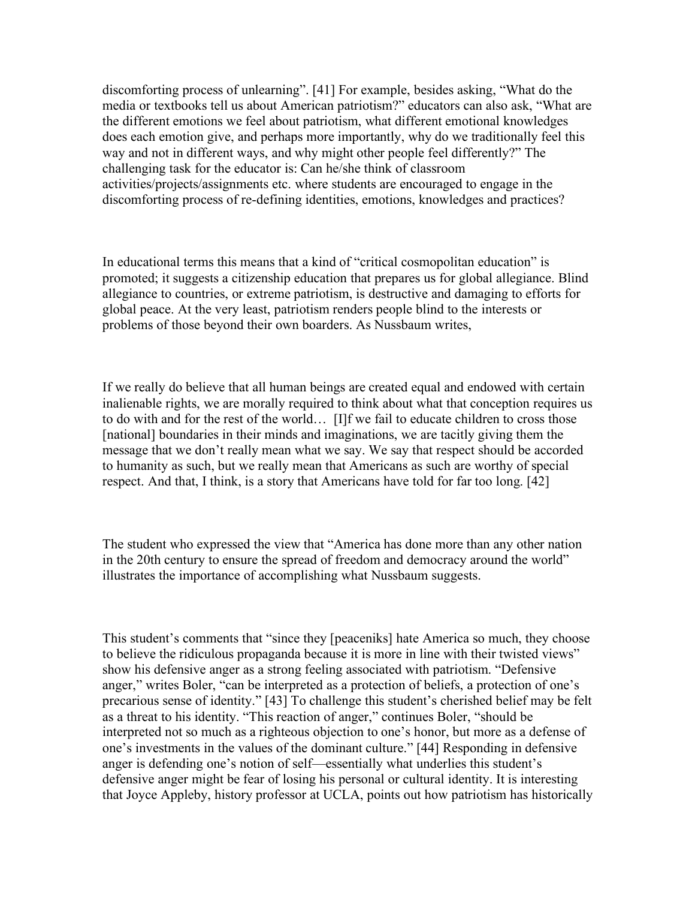discomforting process of unlearning". [41] For example, besides asking, "What do the media or textbooks tell us about American patriotism?" educators can also ask, "What are the different emotions we feel about patriotism, what different emotional knowledges does each emotion give, and perhaps more importantly, why do we traditionally feel this way and not in different ways, and why might other people feel differently?" The challenging task for the educator is: Can he/she think of classroom activities/projects/assignments etc. where students are encouraged to engage in the discomforting process of re-defining identities, emotions, knowledges and practices?

In educational terms this means that a kind of "critical cosmopolitan education" is promoted; it suggests a citizenship education that prepares us for global allegiance. Blind allegiance to countries, or extreme patriotism, is destructive and damaging to efforts for global peace. At the very least, patriotism renders people blind to the interests or problems of those beyond their own boarders. As Nussbaum writes,

If we really do believe that all human beings are created equal and endowed with certain inalienable rights, we are morally required to think about what that conception requires us to do with and for the rest of the world… [I]f we fail to educate children to cross those [national] boundaries in their minds and imaginations, we are tacitly giving them the message that we don't really mean what we say. We say that respect should be accorded to humanity as such, but we really mean that Americans as such are worthy of special respect. And that, I think, is a story that Americans have told for far too long. [42]

The student who expressed the view that "America has done more than any other nation in the 20th century to ensure the spread of freedom and democracy around the world" illustrates the importance of accomplishing what Nussbaum suggests.

This student's comments that "since they [peaceniks] hate America so much, they choose to believe the ridiculous propaganda because it is more in line with their twisted views" show his defensive anger as a strong feeling associated with patriotism. "Defensive anger," writes Boler, "can be interpreted as a protection of beliefs, a protection of one's precarious sense of identity." [43] To challenge this student's cherished belief may be felt as a threat to his identity. "This reaction of anger," continues Boler, "should be interpreted not so much as a righteous objection to one's honor, but more as a defense of one's investments in the values of the dominant culture." [44] Responding in defensive anger is defending one's notion of self—essentially what underlies this student's defensive anger might be fear of losing his personal or cultural identity. It is interesting that Joyce Appleby, history professor at UCLA, points out how patriotism has historically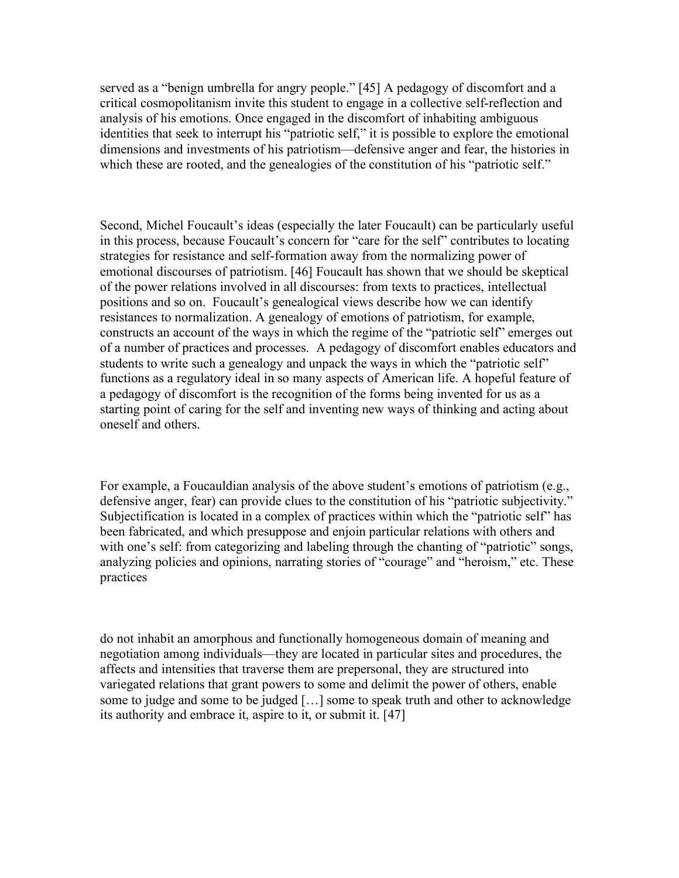served as a "benign umbrella for angry people." [45] A pedagogy of discomfort and a critical cosmopolitanism invite this student to engage in a collective self-reflection and analysis of his emotions. Once engaged in the discomfort of inhabiting ambiguous identities that seek to interrupt his "patriotic self," it is possible to explore the emotional dimensions and investments of his patriotism—defensive anger and fear, the histories in which these are rooted, and the genealogies of the constitution of his "patriotic self."

Second, Michel Foucault's ideas (especially the later Foucault) can be particularly useful in this process, because Foucault's concern for "care for the self" contributes to locating strategies for resistance and self-formation away from the normalizing power of emotional discourses of patriotism. [46] Foucault has shown that we should be skeptical of the power relations involved in all discourses: from texts to practices, intellectual positions and so on. Foucault's genealogical views describe how we can identify resistances to normalization. A genealogy of emotions of patriotism, for example, constructs an account of the ways in which the regime of the "patriotic self" emerges out of a number of practices and processes. A pedagogy of discomfort enables educators and students to write such a genealogy and unpack the ways in which the "patriotic self" functions as a regulatory ideal in so many aspects of American life. A hopeful feature of a pedagogy of discomfort is the recognition of the forms being invented for us as a starting point of caring for the self and inventing new ways of thinking and acting about oneself and others.

For example, a Foucauldian analysis of the above student's emotions of patriotism (e.g., defensive anger, fear) can provide clues to the constitution of his "patriotic subjectivity." Subjectification is located in a complex of practices within which the "patriotic self" has been fabricated, and which presuppose and enjoin particular relations with others and with one's self: from categorizing and labeling through the chanting of "patriotic" songs, analyzing policies and opinions, narrating stories of "courage" and "heroism," etc. These practices

do not inhabit an amorphous and functionally homogeneous domain of meaning and negotiation among individuals—they are located in particular sites and procedures, the affects and intensities that traverse them are prepersonal, they are structured into variegated relations that grant powers to some and delimit the power of others, enable some to judge and some to be judged […] some to speak truth and other to acknowledge its authority and embrace it, aspire to it, or submit it. [47]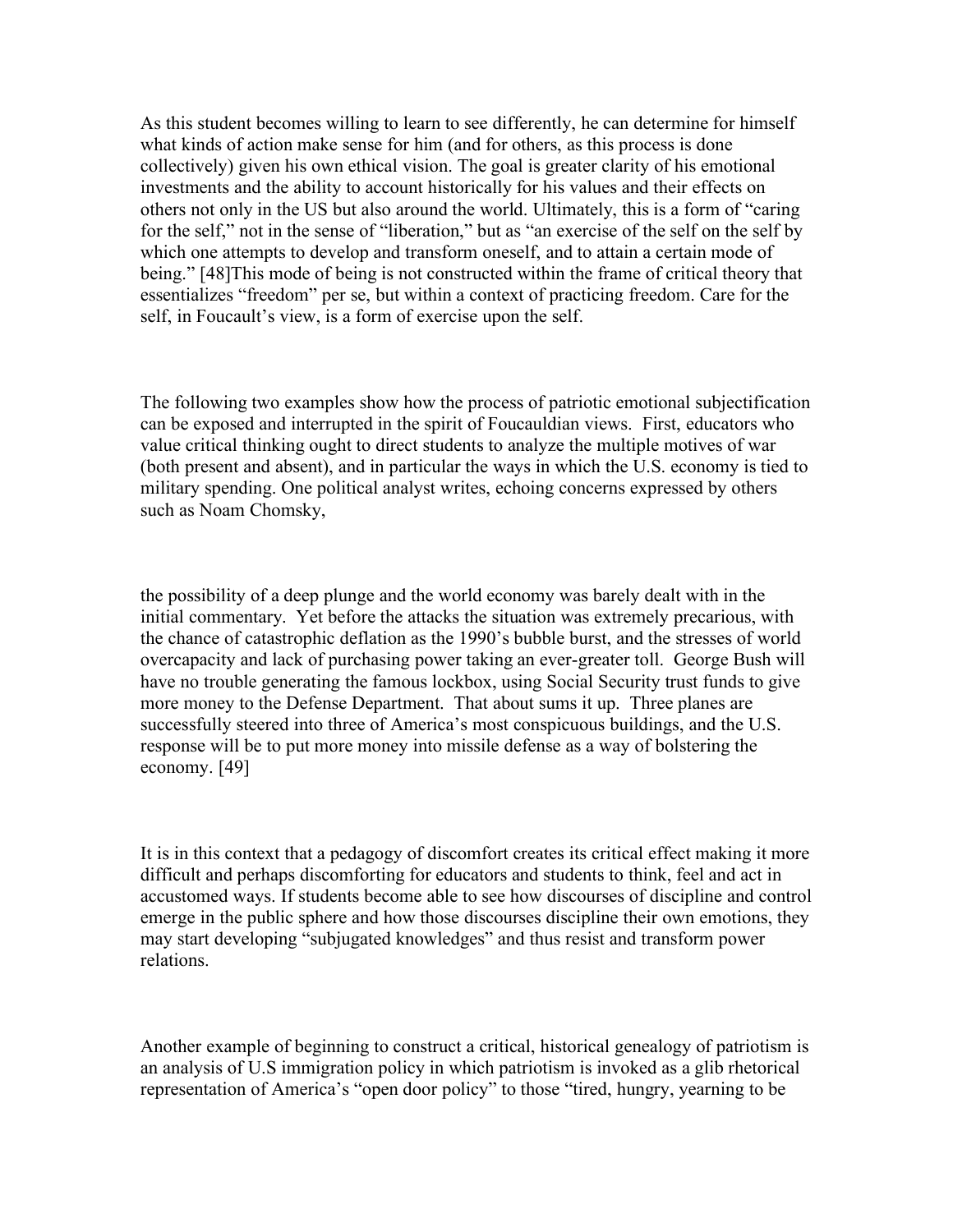As this student becomes willing to learn to see differently, he can determine for himself what kinds of action make sense for him (and for others, as this process is done collectively) given his own ethical vision. The goal is greater clarity of his emotional investments and the ability to account historically for his values and their effects on others not only in the US but also around the world. Ultimately, this is a form of "caring for the self," not in the sense of "liberation," but as "an exercise of the self on the self by which one attempts to develop and transform oneself, and to attain a certain mode of being." [48]This mode of being is not constructed within the frame of critical theory that essentializes "freedom" per se, but within a context of practicing freedom. Care for the self, in Foucault's view, is a form of exercise upon the self.

The following two examples show how the process of patriotic emotional subjectification can be exposed and interrupted in the spirit of Foucauldian views. First, educators who value critical thinking ought to direct students to analyze the multiple motives of war (both present and absent), and in particular the ways in which the U.S. economy is tied to military spending. One political analyst writes, echoing concerns expressed by others such as Noam Chomsky,

> the possibility of a deep plunge and the world economy was barely dealt with in the initial commentary. Yet before the attacks the situation was extremely precarious, with the chance of catastrophic deflation as the 1990's bubble burst, and the stresses of world overcapacity and lack of purchasing power taking an ever-greater toll. George Bush will have no trouble generating the famous lockbox, using Social Security trust funds to give more money to the Defense Department. That about sums it up. Three planes are successfully steered into three of America's most conspicuous buildings, and the U.S. response will be to put more money into missile defense as a way of bolstering the economy. [49]

It is in this context that a pedagogy of discomfort creates its critical effect making it more difficult and perhaps discomforting for educators and students to think, feel and act in accustomed ways. If students become able to see how discourses of discipline and control emerge in the public sphere and how those discourses discipline their own emotions, they may start developing "subjugated knowledges" and thus resist and transform power relations.

Another example of beginning to construct a critical, historical genealogy of patriotism is an analysis of U.S immigration policy in which patriotism is invoked as a glib rhetorical representation of America's "open door policy" to those "tired, hungry, yearning to be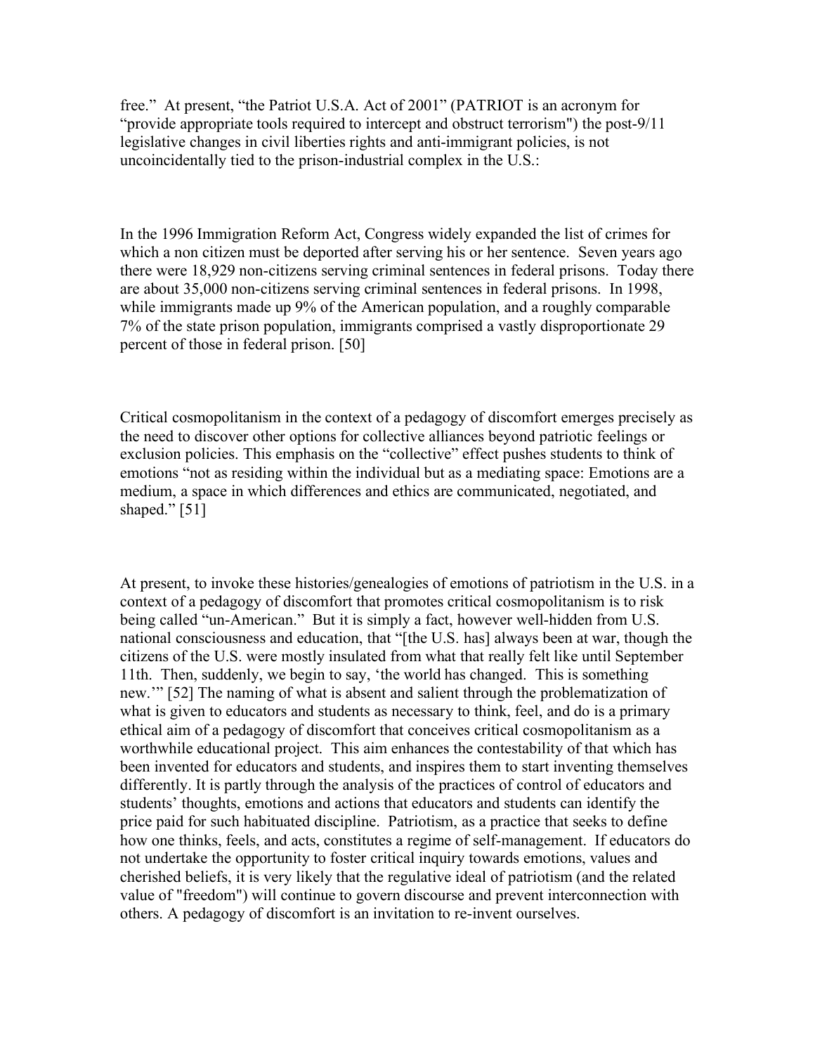free." At present, "the Patriot U.S.A. Act of 2001" (PATRIOT is an acronym for "provide appropriate tools required to intercept and obstruct terrorism") the post-9/11 legislative changes in civil liberties rights and anti-immigrant policies, is not uncoincidentally tied to the prison-industrial complex in the U.S.:

In the 1996 Immigration Reform Act, Congress widely expanded the list of crimes for which a non citizen must be deported after serving his or her sentence. Seven years ago there were 18,929 non-citizens serving criminal sentences in federal prisons. Today there are about 35,000 non-citizens serving criminal sentences in federal prisons. In 1998, while immigrants made up 9% of the American population, and a roughly comparable 7% of the state prison population, immigrants comprised a vastly disproportionate 29 percent of those in federal prison. [50]

Critical cosmopolitanism in the context of a pedagogy of discomfort emerges precisely as the need to discover other options for collective alliances beyond patriotic feelings or exclusion policies. This emphasis on the "collective" effect pushes students to think of emotions "not as residing within the individual but as a mediating space: Emotions are a medium, a space in which differences and ethics are communicated, negotiated, and shaped." [51]

At present, to invoke these histories/genealogies of emotions of patriotism in the U.S. in a context of a pedagogy of discomfort that promotes critical cosmopolitanism is to risk being called "un-American." But it is simply a fact, however well-hidden from U.S. national consciousness and education, that "[the U.S. has] always been at war, though the citizens of the U.S. were mostly insulated from what that really felt like until September 11th. Then, suddenly, we begin to say, 'the world has changed. This is something new.'" [52] The naming of what is absent and salient through the problematization of what is given to educators and students as necessary to think, feel, and do is a primary ethical aim of a pedagogy of discomfort that conceives critical cosmopolitanism as a worthwhile educational project. This aim enhances the contestability of that which has been invented for educators and students, and inspires them to start inventing themselves differently. It is partly through the analysis of the practices of control of educators and students' thoughts, emotions and actions that educators and students can identify the price paid for such habituated discipline. Patriotism, as a practice that seeks to define how one thinks, feels, and acts, constitutes a regime of self-management. If educators do not undertake the opportunity to foster critical inquiry towards emotions, values and cherished beliefs, it is very likely that the regulative ideal of patriotism (and the related value of "freedom") will continue to govern discourse and prevent interconnection with others. A pedagogy of discomfort is an invitation to re-invent ourselves.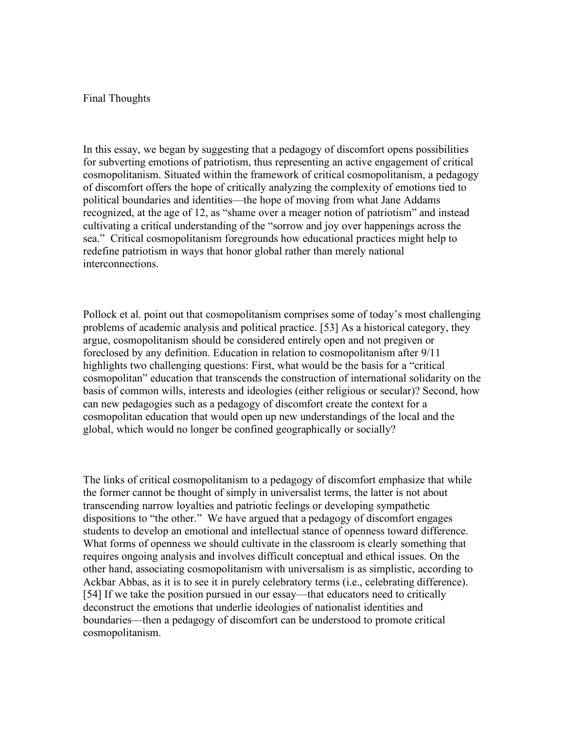## Final Thoughts

In this essay, we began by suggesting that a pedagogy of discomfort opens possibilities for subverting emotions of patriotism, thus representing an active engagement of critical cosmopolitanism. Situated within the framework of critical cosmopolitanism, a pedagogy of discomfort offers the hope of critically analyzing the complexity of emotions tied to political boundaries and identities—the hope of moving from what Jane Addams recognized, at the age of 12, as "shame over a meager notion of patriotism" and instead cultivating a critical understanding of the "sorrow and joy over happenings across the sea." Critical cosmopolitanism foregrounds how educational practices might help to redefine patriotism in ways that honor global rather than merely national interconnections.

Pollock et al. point out that cosmopolitanism comprises some of today's most challenging problems of academic analysis and political practice. [53] As a historical category, they argue, cosmopolitanism should be considered entirely open and not pregiven or foreclosed by any definition. Education in relation to cosmopolitanism after 9/11 highlights two challenging questions: First, what would be the basis for a "critical cosmopolitan" education that transcends the construction of international solidarity on the basis of common wills, interests and ideologies (either religious or secular)? Second, how can new pedagogies such as a pedagogy of discomfort create the context for a cosmopolitan education that would open up new understandings of the local and the global, which would no longer be confined geographically or socially?

The links of critical cosmopolitanism to a pedagogy of discomfort emphasize that while the former cannot be thought of simply in universalist terms, the latter is not about transcending narrow loyalties and patriotic feelings or developing sympathetic dispositions to "the other." We have argued that a pedagogy of discomfort engages students to develop an emotional and intellectual stance of openness toward difference. What forms of openness we should cultivate in the classroom is clearly something that requires ongoing analysis and involves difficult conceptual and ethical issues. On the other hand, associating cosmopolitanism with universalism is as simplistic, according to Ackbar Abbas, as it is to see it in purely celebratory terms (i.e., celebrating difference). [54] If we take the position pursued in our essay—that educators need to critically deconstruct the emotions that underlie ideologies of nationalist identities and boundaries—then a pedagogy of discomfort can be understood to promote critical cosmopolitanism.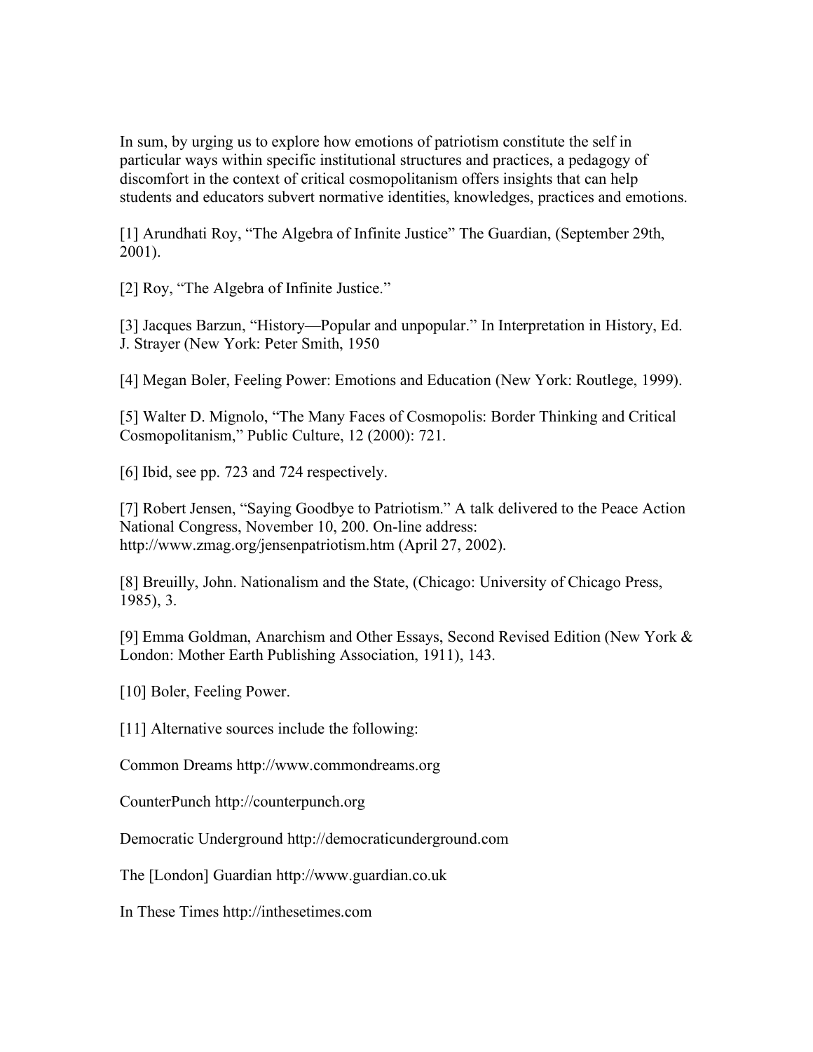In sum, by urging us to explore how emotions of patriotism constitute the self in particular ways within specific institutional structures and practices, a pedagogy of discomfort in the context of critical cosmopolitanism offers insights that can help students and educators subvert normative identities, knowledges, practices and emotions.

[1] Arundhati Roy, "The Algebra of Infinite Justice" The Guardian, (September 29th, 2001).

[2] Roy, "The Algebra of Infinite Justice."

[3] Jacques Barzun, "History—Popular and unpopular." In Interpretation in History, Ed. J. Strayer (New York: Peter Smith, 1950

[4] Megan Boler, Feeling Power: Emotions and Education (New York: Routlege, 1999).

[5] Walter D. Mignolo, "The Many Faces of Cosmopolis: Border Thinking and Critical Cosmopolitanism," Public Culture, 12 (2000): 721.

[6] Ibid, see pp. 723 and 724 respectively.

[7] Robert Jensen, "Saying Goodbye to Patriotism." A talk delivered to the Peace Action National Congress, November 10, 200. On-line address: http://www.zmag.org/jensenpatriotism.htm (April 27, 2002).

[8] Breuilly, John. Nationalism and the State, (Chicago: University of Chicago Press, 1985), 3.

[9] Emma Goldman, Anarchism and Other Essays, Second Revised Edition (New York & London: Mother Earth Publishing Association, 1911), 143.

[10] Boler, Feeling Power.

[11] Alternative sources include the following:

Common Dreams http://www.commondreams.org

CounterPunch http://counterpunch.org

Democratic Underground http://democraticunderground.com

The [London] Guardian http://www.guardian.co.uk

In These Times http://inthesetimes.com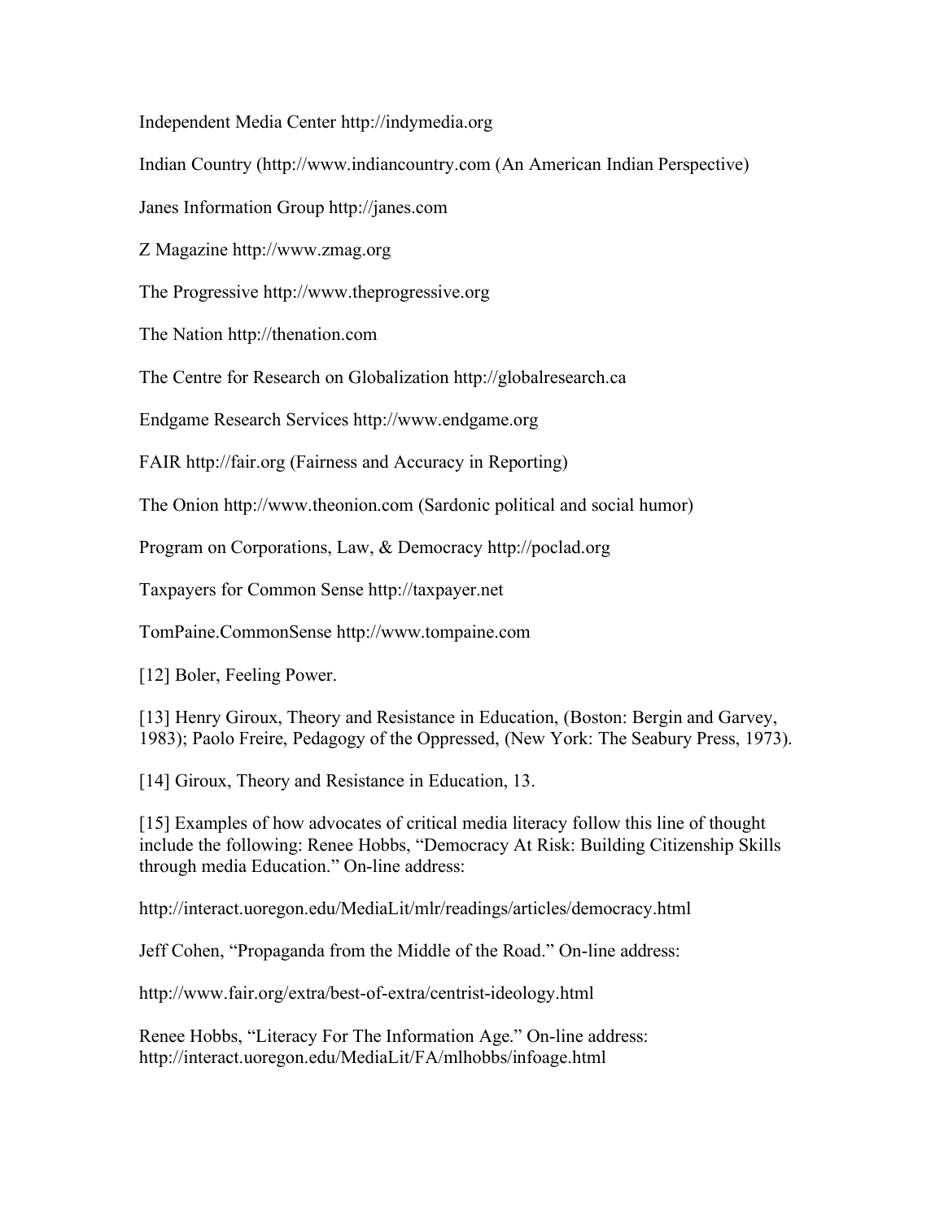Independent Media Center http://indymedia.org

Indian Country (http://www.indiancountry.com (An American Indian Perspective)

Janes Information Group http://janes.com

Z Magazine http://www.zmag.org

The Progressive http://www.theprogressive.org

The Nation http://thenation.com

The Centre for Research on Globalization http://globalresearch.ca

Endgame Research Services http://www.endgame.org

FAIR http://fair.org (Fairness and Accuracy in Reporting)

The Onion http://www.theonion.com (Sardonic political and social humor)

Program on Corporations, Law, & Democracy http://poclad.org

Taxpayers for Common Sense http://taxpayer.net

TomPaine.CommonSense http://www.tompaine.com

[12] Boler, Feeling Power.

[13] Henry Giroux, Theory and Resistance in Education, (Boston: Bergin and Garvey, 1983); Paolo Freire, Pedagogy of the Oppressed, (New York: The Seabury Press, 1973).

[14] Giroux, Theory and Resistance in Education, 13.

[15] Examples of how advocates of critical media literacy follow this line of thought include the following: Renee Hobbs, "Democracy At Risk: Building Citizenship Skills through media Education." On-line address:

http://interact.uoregon.edu/MediaLit/mlr/readings/articles/democracy.html

Jeff Cohen, "Propaganda from the Middle of the Road." On-line address:

http://www.fair.org/extra/best-of-extra/centrist-ideology.html

Renee Hobbs, "Literacy For The Information Age." On-line address: http://interact.uoregon.edu/MediaLit/FA/mlhobbs/infoage.html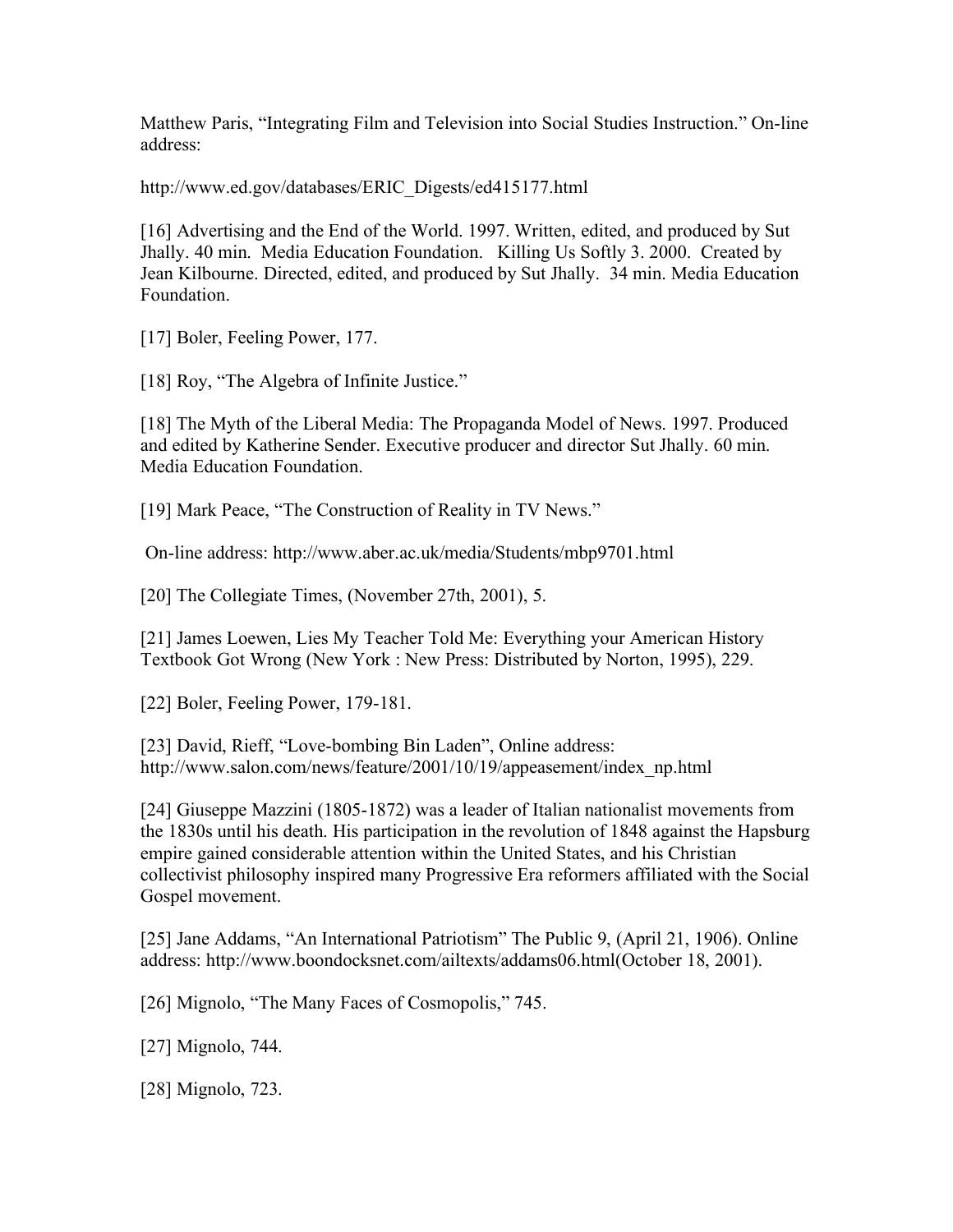Matthew Paris, “Integrating Film and Television into Social Studies Instruction.” On-line address:

http://www.ed.gov/databases/ERIC_Digests/ed415177.html

[16] Advertising and the End of the World. 1997. Written, edited, and produced by Sut Jhally. 40 min. Media Education Foundation. Killing Us Softly 3. 2000. Created by Jean Kilbourne. Directed, edited, and produced by Sut Jhally. 34 min. Media Education Foundation.

[17] Boler, Feeling Power, 177.

[18] Roy, “The Algebra of Infinite Justice.”

[18] The Myth of the Liberal Media: The Propaganda Model of News. 1997. Produced and edited by Katherine Sender. Executive producer and director Sut Jhally. 60 min. Media Education Foundation.

[19] Mark Peace, “The Construction of Reality in TV News.”

On-line address: http://www.aber.ac.uk/media/Students/mbp9701.html

[20] The Collegiate Times, (November 27th, 2001), 5.

[21] James Loewen, Lies My Teacher Told Me: Everything your American History Textbook Got Wrong (New York : New Press: Distributed by Norton, 1995), 229.

[22] Boler, Feeling Power, 179-181.

[23] David, Rieff, “Love-bombing Bin Laden”, Online address: http://www.salon.com/news/feature/2001/10/19/appeasement/index_np.html

[24] Giuseppe Mazzini (1805-1872) was a leader of Italian nationalist movements from the 1830s until his death. His participation in the revolution of 1848 against the Hapsburg empire gained considerable attention within the United States, and his Christian collectivist philosophy inspired many Progressive Era reformers affiliated with the Social Gospel movement.

[25] Jane Addams, “An International Patriotism” The Public 9, (April 21, 1906). Online address: http://www.boondocksnet.com/ailtexts/addams06.html(October 18, 2001).

[26] Mignolo, “The Many Faces of Cosmopolis,” 745.

[27] Mignolo, 744.

[28] Mignolo, 723.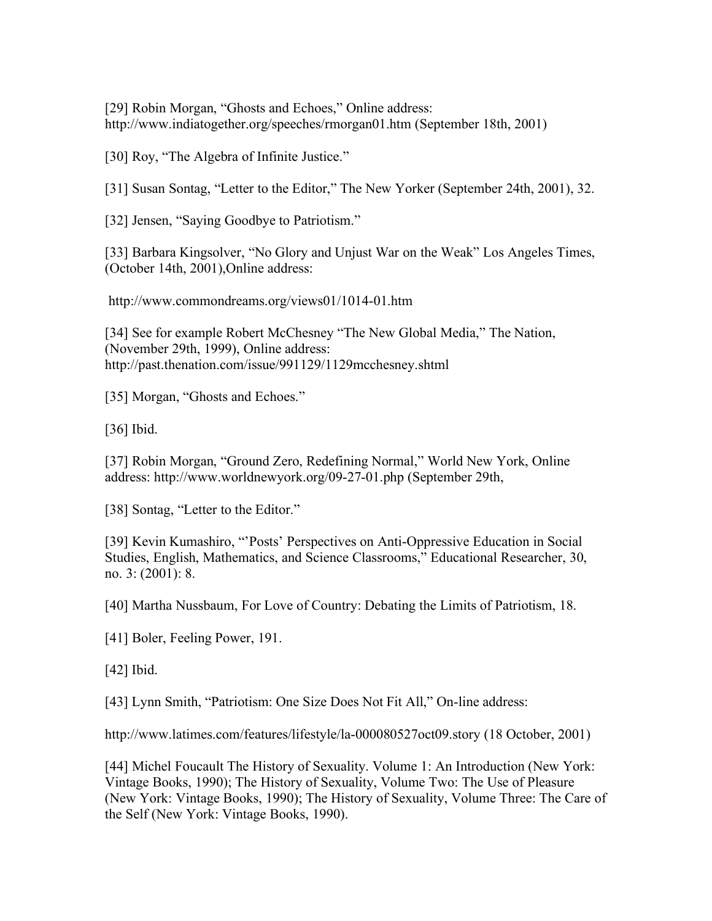[29] Robin Morgan, "Ghosts and Echoes," Online address: http://www.indiatogether.org/speeches/rmorgan01.htm (September 18th, 2001)

[30] Roy, "The Algebra of Infinite Justice."

[31] Susan Sontag, "Letter to the Editor," The New Yorker (September 24th, 2001), 32.

[32] Jensen, "Saying Goodbye to Patriotism."

[33] Barbara Kingsolver, "No Glory and Unjust War on the Weak" Los Angeles Times, (October 14th, 2001),Online address:

http://www.commondreams.org/views01/1014-01.htm

[34] See for example Robert McChesney "The New Global Media," The Nation, (November 29th, 1999), Online address: http://past.thenation.com/issue/991129/1129mcchesney.shtml

[35] Morgan, "Ghosts and Echoes."

[36] Ibid.

[37] Robin Morgan, "Ground Zero, Redefining Normal," World New York, Online address: http://www.worldnewyork.org/09-27-01.php (September 29th,

[38] Sontag, "Letter to the Editor."

[39] Kevin Kumashiro, "'Posts' Perspectives on Anti-Oppressive Education in Social Studies, English, Mathematics, and Science Classrooms," Educational Researcher, 30, no. 3: (2001): 8.

[40] Martha Nussbaum, For Love of Country: Debating the Limits of Patriotism, 18.

[41] Boler, Feeling Power, 191.

[42] Ibid.

[43] Lynn Smith, "Patriotism: One Size Does Not Fit All," On-line address:

http://www.latimes.com/features/lifestyle/la-000080527oct09.story (18 October, 2001)

[44] Michel Foucault The History of Sexuality. Volume 1: An Introduction (New York: Vintage Books, 1990); The History of Sexuality, Volume Two: The Use of Pleasure (New York: Vintage Books, 1990); The History of Sexuality, Volume Three: The Care of the Self (New York: Vintage Books, 1990).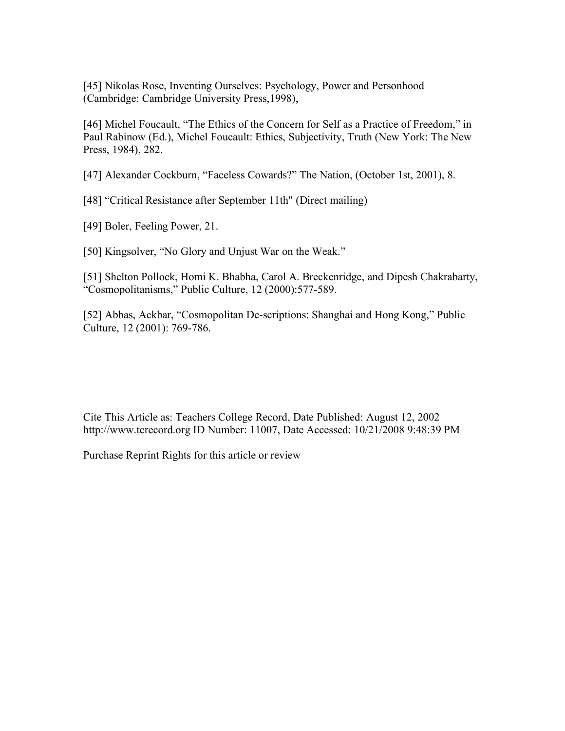[45] Nikolas Rose, Inventing Ourselves: Psychology, Power and Personhood (Cambridge: Cambridge University Press,1998),

[46] Michel Foucault, "The Ethics of the Concern for Self as a Practice of Freedom," in Paul Rabinow (Ed.), Michel Foucault: Ethics, Subjectivity, Truth (New York: The New Press, 1984), 282.

[47] Alexander Cockburn, "Faceless Cowards?" The Nation, (October 1st, 2001), 8.

[48] "Critical Resistance after September 11th" (Direct mailing)

[49] Boler, Feeling Power, 21.

[50] Kingsolver, "No Glory and Unjust War on the Weak."

[51] Shelton Pollock, Homi K. Bhabha, Carol A. Breckenridge, and Dipesh Chakrabarty, "Cosmopolitanisms," Public Culture, 12 (2000):577-589.

[52] Abbas, Ackbar, "Cosmopolitan De-scriptions: Shanghai and Hong Kong," Public Culture, 12 (2001): 769-786.

Cite This Article as: Teachers College Record, Date Published: August 12, 2002 http://www.tcrecord.org ID Number: 11007, Date Accessed: 10/21/2008 9:48:39 PM

Purchase Reprint Rights for this article or review